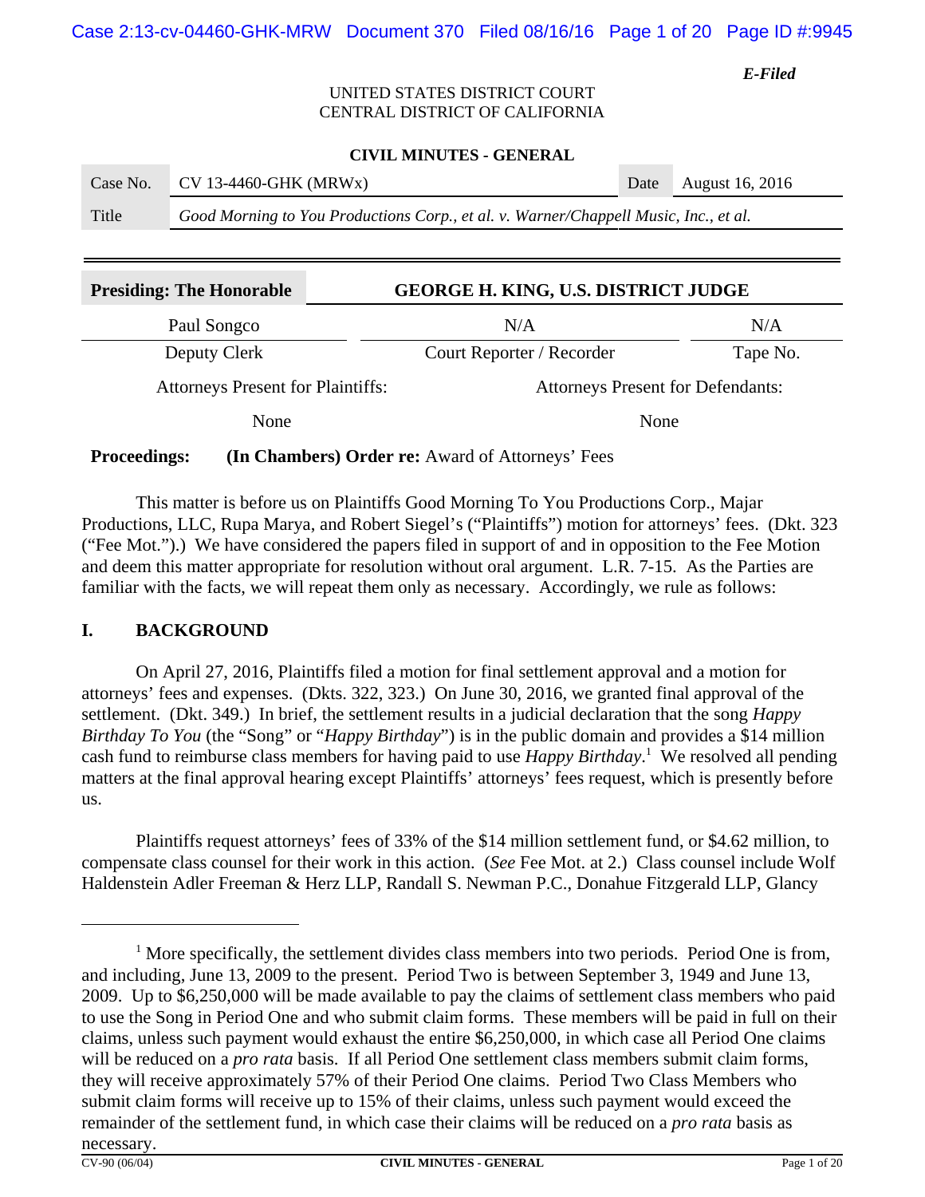*E-Filed*

UNITED STATES DISTRICT COURT
CENTRAL DISTRICT OF CALIFORNIA

**CIVIL MINUTES - GENERAL**

| Case No. | CV 13-4460-GHK (MRWx) | Date | August 16, 2016 |
|---|---|---|---|
| Title | *Good Morning to You Productions Corp., et al. v. Warner/Chappell Music, Inc., et al.* | | |

| **Presiding: The Honorable** | **GEORGE H. KING, U.S. DISTRICT JUDGE** | |
|---|---|---|
| Paul Songco | N/A | N/A |
| Deputy Clerk | Court Reporter / Recorder | Tape No. |

| Attorneys Present for Plaintiffs: | Attorneys Present for Defendants: |
|---|---|
| None | None |

**Proceedings:** **(In Chambers) Order re:** Award of Attorneys' Fees

This matter is before us on Plaintiffs Good Morning To You Productions Corp., Majar Productions, LLC, Rupa Marya, and Robert Siegel's ("Plaintiffs") motion for attorneys' fees. (Dkt. 323 ("Fee Mot.").) We have considered the papers filed in support of and in opposition to the Fee Motion and deem this matter appropriate for resolution without oral argument. L.R. 7-15. As the Parties are familiar with the facts, we will repeat them only as necessary. Accordingly, we rule as follows:

## I. BACKGROUND

On April 27, 2016, Plaintiffs filed a motion for final settlement approval and a motion for attorneys' fees and expenses. (Dkts. 322, 323.) On June 30, 2016, we granted final approval of the settlement. (Dkt. 349.) In brief, the settlement results in a judicial declaration that the song *Happy Birthday To You* (the "Song" or "*Happy Birthday*") is in the public domain and provides a $14 million cash fund to reimburse class members for having paid to use *Happy Birthday*.[1] We resolved all pending matters at the final approval hearing except Plaintiffs' attorneys' fees request, which is presently before us.

Plaintiffs request attorneys' fees of 33% of the $14 million settlement fund, or $4.62 million, to compensate class counsel for their work in this action. (*See* Fee Mot. at 2.) Class counsel include Wolf Haldenstein Adler Freeman & Herz LLP, Randall S. Newman P.C., Donahue Fitzgerald LLP, Glancy

---

[1] More specifically, the settlement divides class members into two periods. Period One is from, and including, June 13, 2009 to the present. Period Two is between September 3, 1949 and June 13, 2009. Up to $6,250,000 will be made available to pay the claims of settlement class members who paid to use the Song in Period One and who submit claim forms. These members will be paid in full on their claims, unless such payment would exhaust the entire $6,250,000, in which case all Period One claims will be reduced on a *pro rata* basis. If all Period One settlement class members submit claim forms, they will receive approximately 57% of their Period One claims. Period Two Class Members who submit claim forms will receive up to 15% of their claims, unless such payment would exceed the remainder of the settlement fund, in which case their claims will be reduced on a *pro rata* basis as necessary.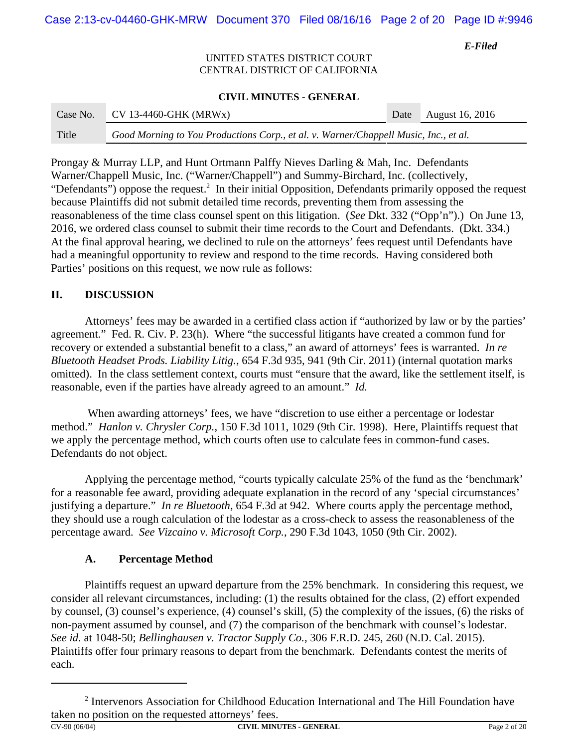*E-Filed*

UNITED STATES DISTRICT COURT
CENTRAL DISTRICT OF CALIFORNIA

**CIVIL MINUTES - GENERAL**

| Case No. | CV 13-4460-GHK (MRWx) | Date | August 16, 2016 |
|---|---|---|---|
| Title | *Good Morning to You Productions Corp., et al. v. Warner/Chappell Music, Inc., et al.* | | |

Prongay & Murray LLP, and Hunt Ortmann Palffy Nieves Darling & Mah, Inc. Defendants Warner/Chappell Music, Inc. ("Warner/Chappell") and Summy-Birchard, Inc. (collectively, "Defendants") oppose the request.[2] In their initial Opposition, Defendants primarily opposed the request because Plaintiffs did not submit detailed time records, preventing them from assessing the reasonableness of the time class counsel spent on this litigation. (*See* Dkt. 332 ("Opp'n").) On June 13, 2016, we ordered class counsel to submit their time records to the Court and Defendants. (Dkt. 334.) At the final approval hearing, we declined to rule on the attorneys' fees request until Defendants have had a meaningful opportunity to review and respond to the time records. Having considered both Parties' positions on this request, we now rule as follows:

## II. DISCUSSION

Attorneys' fees may be awarded in a certified class action if "authorized by law or by the parties' agreement." Fed. R. Civ. P. 23(h). Where "the successful litigants have created a common fund for recovery or extended a substantial benefit to a class," an award of attorneys' fees is warranted. *In re Bluetooth Headset Prods. Liability Litig.*, 654 F.3d 935, 941 (9th Cir. 2011) (internal quotation marks omitted). In the class settlement context, courts must "ensure that the award, like the settlement itself, is reasonable, even if the parties have already agreed to an amount." *Id.*

When awarding attorneys' fees, we have "discretion to use either a percentage or lodestar method." *Hanlon v. Chrysler Corp.*, 150 F.3d 1011, 1029 (9th Cir. 1998). Here, Plaintiffs request that we apply the percentage method, which courts often use to calculate fees in common-fund cases. Defendants do not object.

Applying the percentage method, "courts typically calculate 25% of the fund as the 'benchmark' for a reasonable fee award, providing adequate explanation in the record of any 'special circumstances' justifying a departure." *In re Bluetooth*, 654 F.3d at 942. Where courts apply the percentage method, they should use a rough calculation of the lodestar as a cross-check to assess the reasonableness of the percentage award. *See Vizcaino v. Microsoft Corp.*, 290 F.3d 1043, 1050 (9th Cir. 2002).

### A. Percentage Method

Plaintiffs request an upward departure from the 25% benchmark. In considering this request, we consider all relevant circumstances, including: (1) the results obtained for the class, (2) effort expended by counsel, (3) counsel's experience, (4) counsel's skill, (5) the complexity of the issues, (6) the risks of non-payment assumed by counsel, and (7) the comparison of the benchmark with counsel's lodestar. *See id.* at 1048-50; *Bellinghausen v. Tractor Supply Co.*, 306 F.R.D. 245, 260 (N.D. Cal. 2015). Plaintiffs offer four primary reasons to depart from the benchmark. Defendants contest the merits of each.

---

[2] Intervenors Association for Childhood Education International and The Hill Foundation have taken no position on the requested attorneys' fees.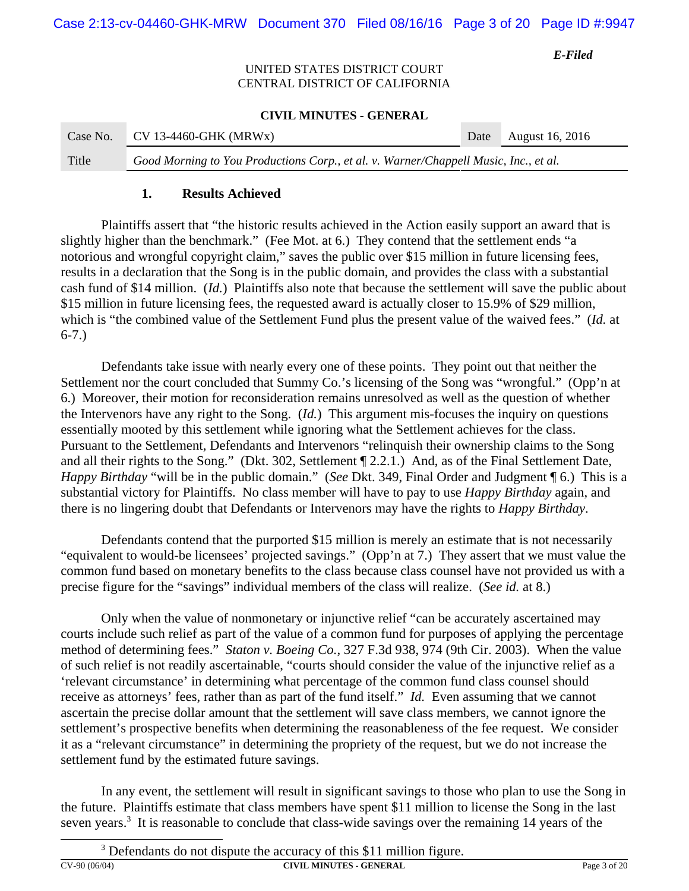### 1. Results Achieved

Plaintiffs assert that "the historic results achieved in the Action easily support an award that is slightly higher than the benchmark." (Fee Mot. at 6.) They contend that the settlement ends "a notorious and wrongful copyright claim," saves the public over $15 million in future licensing fees, results in a declaration that the Song is in the public domain, and provides the class with a substantial cash fund of $14 million. (*Id.*) Plaintiffs also note that because the settlement will save the public about $15 million in future licensing fees, the requested award is actually closer to 15.9% of $29 million, which is "the combined value of the Settlement Fund plus the present value of the waived fees." (*Id.* at 6-7.)

Defendants take issue with nearly every one of these points. They point out that neither the Settlement nor the court concluded that Summy Co.'s licensing of the Song was "wrongful." (Opp'n at 6.) Moreover, their motion for reconsideration remains unresolved as well as the question of whether the Intervenors have any right to the Song. (*Id.*) This argument mis-focuses the inquiry on questions essentially mooted by this settlement while ignoring what the Settlement achieves for the class. Pursuant to the Settlement, Defendants and Intervenors "relinquish their ownership claims to the Song and all their rights to the Song." (Dkt. 302, Settlement ¶ 2.2.1.) And, as of the Final Settlement Date, *Happy Birthday* "will be in the public domain." (*See* Dkt. 349, Final Order and Judgment ¶ 6.) This is a substantial victory for Plaintiffs. No class member will have to pay to use *Happy Birthday* again, and there is no lingering doubt that Defendants or Intervenors may have the rights to *Happy Birthday*.

Defendants contend that the purported $15 million is merely an estimate that is not necessarily "equivalent to would-be licensees' projected savings." (Opp'n at 7.) They assert that we must value the common fund based on monetary benefits to the class because class counsel have not provided us with a precise figure for the "savings" individual members of the class will realize. (*See id.* at 8.)

Only when the value of nonmonetary or injunctive relief "can be accurately ascertained may courts include such relief as part of the value of a common fund for purposes of applying the percentage method of determining fees." *Staton v. Boeing Co.*, 327 F.3d 938, 974 (9th Cir. 2003). When the value of such relief is not readily ascertainable, "courts should consider the value of the injunctive relief as a 'relevant circumstance' in determining what percentage of the common fund class counsel should receive as attorneys' fees, rather than as part of the fund itself." *Id.* Even assuming that we cannot ascertain the precise dollar amount that the settlement will save class members, we cannot ignore the settlement's prospective benefits when determining the reasonableness of the fee request. We consider it as a "relevant circumstance" in determining the propriety of the request, but we do not increase the settlement fund by the estimated future savings.

In any event, the settlement will result in significant savings to those who plan to use the Song in the future. Plaintiffs estimate that class members have spent $11 million to license the Song in the last seven years.[3] It is reasonable to conclude that class-wide savings over the remaining 14 years of the

[3] Defendants do not dispute the accuracy of this $11 million figure.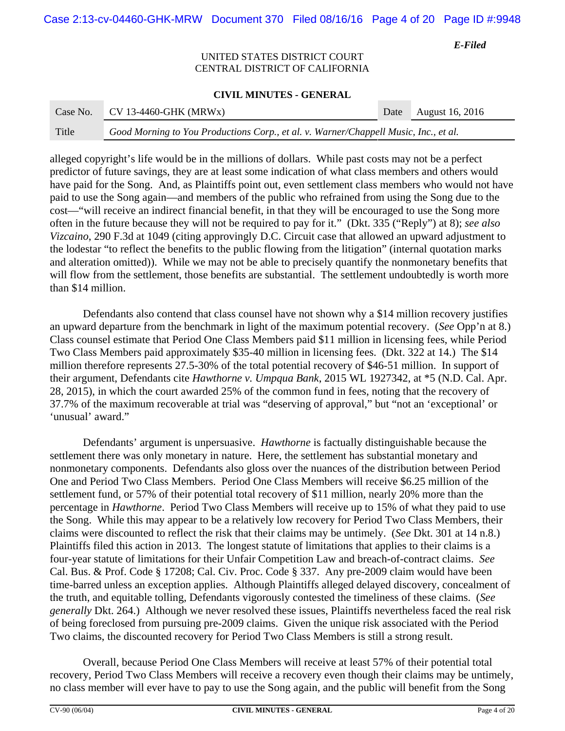alleged copyright's life would be in the millions of dollars. While past costs may not be a perfect predictor of future savings, they are at least some indication of what class members and others would have paid for the Song. And, as Plaintiffs point out, even settlement class members who would not have paid to use the Song again—and members of the public who refrained from using the Song due to the cost—"will receive an indirect financial benefit, in that they will be encouraged to use the Song more often in the future because they will not be required to pay for it." (Dkt. 335 ("Reply") at 8); *see also Vizcaino*, 290 F.3d at 1049 (citing approvingly D.C. Circuit case that allowed an upward adjustment to the lodestar "to reflect the benefits to the public flowing from the litigation" (internal quotation marks and alteration omitted)). While we may not be able to precisely quantify the nonmonetary benefits that will flow from the settlement, those benefits are substantial. The settlement undoubtedly is worth more than $14 million.

Defendants also contend that class counsel have not shown why a $14 million recovery justifies an upward departure from the benchmark in light of the maximum potential recovery. (*See* Opp'n at 8.) Class counsel estimate that Period One Class Members paid $11 million in licensing fees, while Period Two Class Members paid approximately $35-40 million in licensing fees. (Dkt. 322 at 14.) The $14 million therefore represents 27.5-30% of the total potential recovery of $46-51 million. In support of their argument, Defendants cite *Hawthorne v. Umpqua Bank*, 2015 WL 1927342, at *5 (N.D. Cal. Apr. 28, 2015), in which the court awarded 25% of the common fund in fees, noting that the recovery of 37.7% of the maximum recoverable at trial was "deserving of approval," but "not an 'exceptional' or 'unusual' award."

Defendants' argument is unpersuasive. *Hawthorne* is factually distinguishable because the settlement there was only monetary in nature. Here, the settlement has substantial monetary and nonmonetary components. Defendants also gloss over the nuances of the distribution between Period One and Period Two Class Members. Period One Class Members will receive $6.25 million of the settlement fund, or 57% of their potential total recovery of $11 million, nearly 20% more than the percentage in *Hawthorne*. Period Two Class Members will receive up to 15% of what they paid to use the Song. While this may appear to be a relatively low recovery for Period Two Class Members, their claims were discounted to reflect the risk that their claims may be untimely. (*See* Dkt. 301 at 14 n.8.) Plaintiffs filed this action in 2013. The longest statute of limitations that applies to their claims is a four-year statute of limitations for their Unfair Competition Law and breach-of-contract claims. *See* Cal. Bus. & Prof. Code § 17208; Cal. Civ. Proc. Code § 337. Any pre-2009 claim would have been time-barred unless an exception applies. Although Plaintiffs alleged delayed discovery, concealment of the truth, and equitable tolling, Defendants vigorously contested the timeliness of these claims. (*See generally* Dkt. 264.) Although we never resolved these issues, Plaintiffs nevertheless faced the real risk of being foreclosed from pursuing pre-2009 claims. Given the unique risk associated with the Period Two claims, the discounted recovery for Period Two Class Members is still a strong result.

Overall, because Period One Class Members will receive at least 57% of their potential total recovery, Period Two Class Members will receive a recovery even though their claims may be untimely, no class member will ever have to pay to use the Song again, and the public will benefit from the Song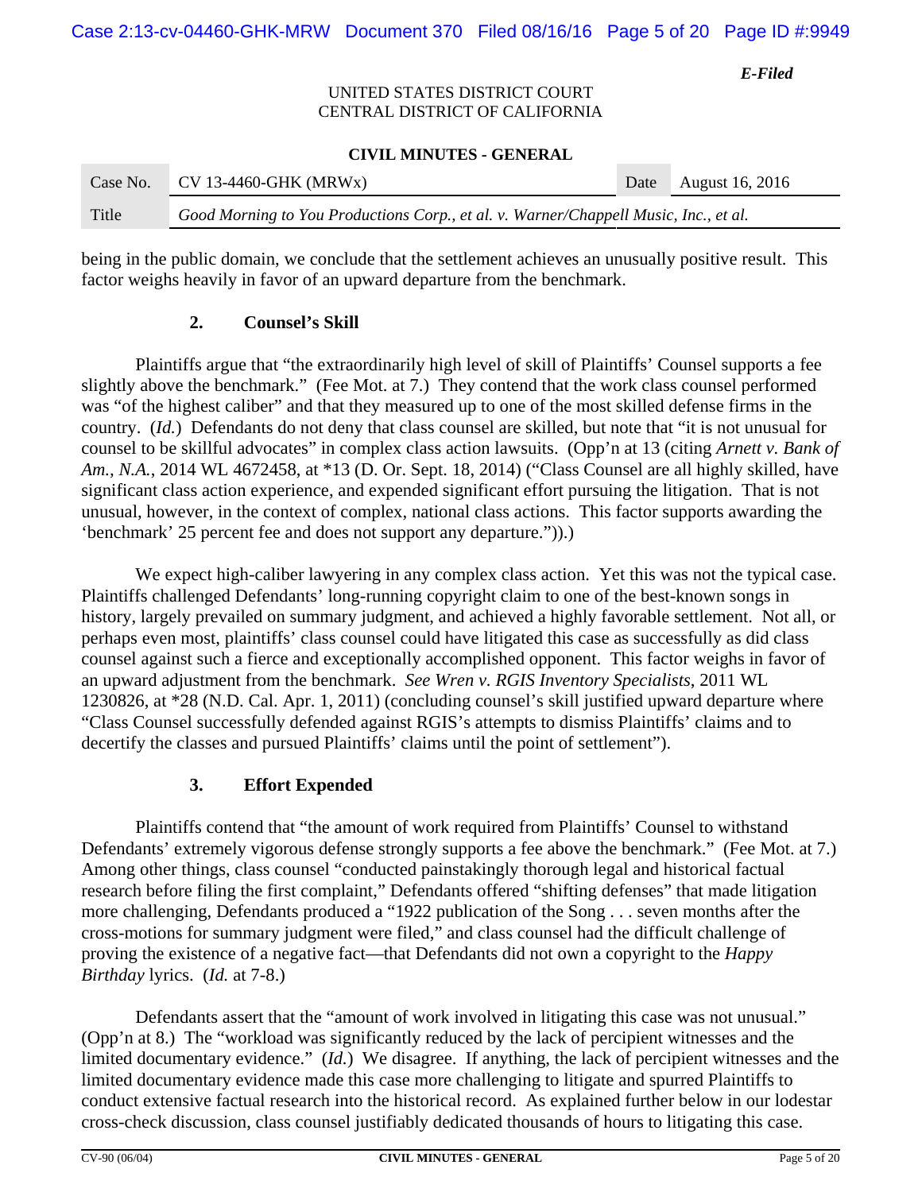being in the public domain, we conclude that the settlement achieves an unusually positive result. This factor weighs heavily in favor of an upward departure from the benchmark.

### 2. Counsel's Skill

Plaintiffs argue that "the extraordinarily high level of skill of Plaintiffs' Counsel supports a fee slightly above the benchmark." (Fee Mot. at 7.) They contend that the work class counsel performed was "of the highest caliber" and that they measured up to one of the most skilled defense firms in the country. (*Id.*) Defendants do not deny that class counsel are skilled, but note that "it is not unusual for counsel to be skillful advocates" in complex class action lawsuits. (Opp'n at 13 (citing *Arnett v. Bank of Am., N.A.*, 2014 WL 4672458, at *13 (D. Or. Sept. 18, 2014) ("Class Counsel are all highly skilled, have significant class action experience, and expended significant effort pursuing the litigation. That is not unusual, however, in the context of complex, national class actions. This factor supports awarding the 'benchmark' 25 percent fee and does not support any departure.")).)

We expect high-caliber lawyering in any complex class action. Yet this was not the typical case. Plaintiffs challenged Defendants' long-running copyright claim to one of the best-known songs in history, largely prevailed on summary judgment, and achieved a highly favorable settlement. Not all, or perhaps even most, plaintiffs' class counsel could have litigated this case as successfully as did class counsel against such a fierce and exceptionally accomplished opponent. This factor weighs in favor of an upward adjustment from the benchmark. *See Wren v. RGIS Inventory Specialists*, 2011 WL 1230826, at *28 (N.D. Cal. Apr. 1, 2011) (concluding counsel's skill justified upward departure where "Class Counsel successfully defended against RGIS's attempts to dismiss Plaintiffs' claims and to decertify the classes and pursued Plaintiffs' claims until the point of settlement").

### 3. Effort Expended

Plaintiffs contend that "the amount of work required from Plaintiffs' Counsel to withstand Defendants' extremely vigorous defense strongly supports a fee above the benchmark." (Fee Mot. at 7.) Among other things, class counsel "conducted painstakingly thorough legal and historical factual research before filing the first complaint," Defendants offered "shifting defenses" that made litigation more challenging, Defendants produced a "1922 publication of the Song . . . seven months after the cross-motions for summary judgment were filed," and class counsel had the difficult challenge of proving the existence of a negative fact—that Defendants did not own a copyright to the *Happy Birthday* lyrics. (*Id.* at 7-8.)

Defendants assert that the "amount of work involved in litigating this case was not unusual." (Opp'n at 8.) The "workload was significantly reduced by the lack of percipient witnesses and the limited documentary evidence." (*Id.*) We disagree. If anything, the lack of percipient witnesses and the limited documentary evidence made this case more challenging to litigate and spurred Plaintiffs to conduct extensive factual research into the historical record. As explained further below in our lodestar cross-check discussion, class counsel justifiably dedicated thousands of hours to litigating this case.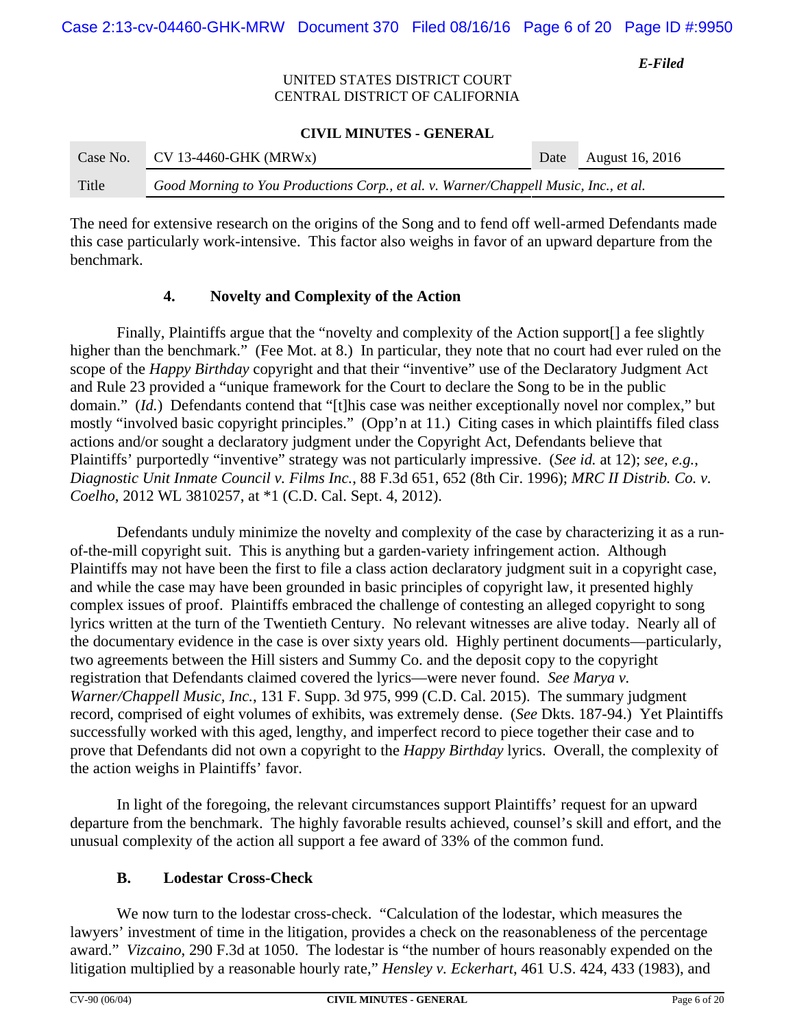The need for extensive research on the origins of the Song and to fend off well-armed Defendants made this case particularly work-intensive. This factor also weighs in favor of an upward departure from the benchmark.

### 4. Novelty and Complexity of the Action

Finally, Plaintiffs argue that the "novelty and complexity of the Action support[] a fee slightly higher than the benchmark." (Fee Mot. at 8.) In particular, they note that no court had ever ruled on the scope of the *Happy Birthday* copyright and that their "inventive" use of the Declaratory Judgment Act and Rule 23 provided a "unique framework for the Court to declare the Song to be in the public domain." (*Id.*) Defendants contend that "[t]his case was neither exceptionally novel nor complex," but mostly "involved basic copyright principles." (Opp'n at 11.) Citing cases in which plaintiffs filed class actions and/or sought a declaratory judgment under the Copyright Act, Defendants believe that Plaintiffs' purportedly "inventive" strategy was not particularly impressive. (*See id.* at 12); *see, e.g.*, *Diagnostic Unit Inmate Council v. Films Inc.*, 88 F.3d 651, 652 (8th Cir. 1996); *MRC II Distrib. Co. v. Coelho*, 2012 WL 3810257, at *1 (C.D. Cal. Sept. 4, 2012).

Defendants unduly minimize the novelty and complexity of the case by characterizing it as a run-of-the-mill copyright suit. This is anything but a garden-variety infringement action. Although Plaintiffs may not have been the first to file a class action declaratory judgment suit in a copyright case, and while the case may have been grounded in basic principles of copyright law, it presented highly complex issues of proof. Plaintiffs embraced the challenge of contesting an alleged copyright to song lyrics written at the turn of the Twentieth Century. No relevant witnesses are alive today. Nearly all of the documentary evidence in the case is over sixty years old. Highly pertinent documents—particularly, two agreements between the Hill sisters and Summy Co. and the deposit copy to the copyright registration that Defendants claimed covered the lyrics—were never found. *See Marya v. Warner/Chappell Music, Inc.*, 131 F. Supp. 3d 975, 999 (C.D. Cal. 2015). The summary judgment record, comprised of eight volumes of exhibits, was extremely dense. (*See* Dkts. 187-94.) Yet Plaintiffs successfully worked with this aged, lengthy, and imperfect record to piece together their case and to prove that Defendants did not own a copyright to the *Happy Birthday* lyrics. Overall, the complexity of the action weighs in Plaintiffs' favor.

In light of the foregoing, the relevant circumstances support Plaintiffs' request for an upward departure from the benchmark. The highly favorable results achieved, counsel's skill and effort, and the unusual complexity of the action all support a fee award of 33% of the common fund.

## B. Lodestar Cross-Check

We now turn to the lodestar cross-check. "Calculation of the lodestar, which measures the lawyers' investment of time in the litigation, provides a check on the reasonableness of the percentage award." *Vizcaino*, 290 F.3d at 1050. The lodestar is "the number of hours reasonably expended on the litigation multiplied by a reasonable hourly rate," *Hensley v. Eckerhart*, 461 U.S. 424, 433 (1983), and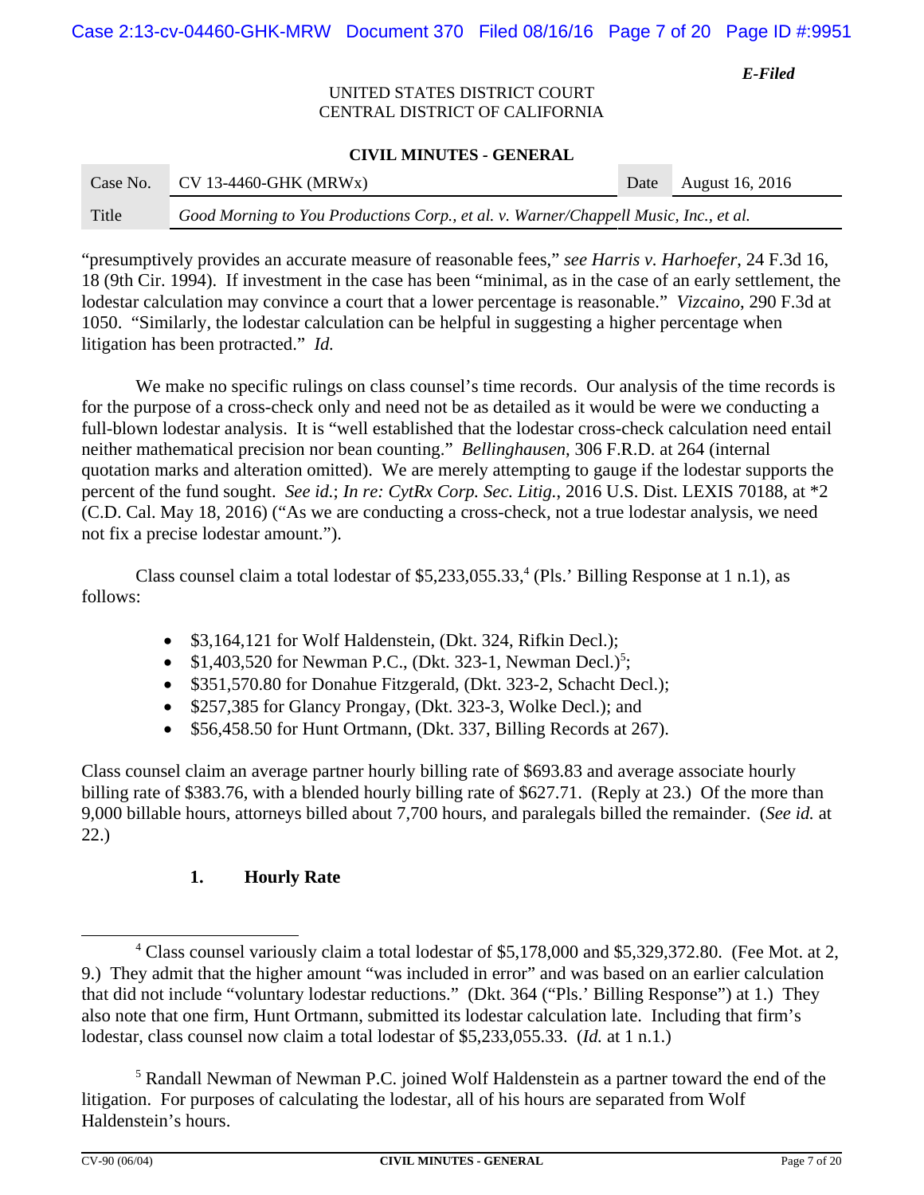"presumptively provides an accurate measure of reasonable fees," *see Harris v. Harhoefer*, 24 F.3d 16, 18 (9th Cir. 1994). If investment in the case has been "minimal, as in the case of an early settlement, the lodestar calculation may convince a court that a lower percentage is reasonable." *Vizcaino*, 290 F.3d at 1050. "Similarly, the lodestar calculation can be helpful in suggesting a higher percentage when litigation has been protracted." *Id.*

We make no specific rulings on class counsel's time records. Our analysis of the time records is for the purpose of a cross-check only and need not be as detailed as it would be were we conducting a full-blown lodestar analysis. It is "well established that the lodestar cross-check calculation need entail neither mathematical precision nor bean counting." *Bellinghausen*, 306 F.R.D. at 264 (internal quotation marks and alteration omitted). We are merely attempting to gauge if the lodestar supports the percent of the fund sought. *See id.*; *In re: CytRx Corp. Sec. Litig.*, 2016 U.S. Dist. LEXIS 70188, at *2 (C.D. Cal. May 18, 2016) ("As we are conducting a cross-check, not a true lodestar analysis, we need not fix a precise lodestar amount.").

Class counsel claim a total lodestar of $5,233,055.33,[4] (Pls.' Billing Response at 1 n.1), as follows:

- $3,164,121 for Wolf Haldenstein, (Dkt. 324, Rifkin Decl.);
- $1,403,520 for Newman P.C., (Dkt. 323-1, Newman Decl.)[5];
- $351,570.80 for Donahue Fitzgerald, (Dkt. 323-2, Schacht Decl.);
- $257,385 for Glancy Prongay, (Dkt. 323-3, Wolke Decl.); and
- $56,458.50 for Hunt Ortmann, (Dkt. 337, Billing Records at 267).

Class counsel claim an average partner hourly billing rate of $693.83 and average associate hourly billing rate of $383.76, with a blended hourly billing rate of $627.71. (Reply at 23.) Of the more than 9,000 billable hours, attorneys billed about 7,700 hours, and paralegals billed the remainder. (*See id.* at 22.)

### 1. Hourly Rate

---

[4] Class counsel variously claim a total lodestar of $5,178,000 and $5,329,372.80. (Fee Mot. at 2, 9.) They admit that the higher amount "was included in error" and was based on an earlier calculation that did not include "voluntary lodestar reductions." (Dkt. 364 ("Pls.' Billing Response") at 1.) They also note that one firm, Hunt Ortmann, submitted its lodestar calculation late. Including that firm's lodestar, class counsel now claim a total lodestar of $5,233,055.33. (*Id.* at 1 n.1.)

[5] Randall Newman of Newman P.C. joined Wolf Haldenstein as a partner toward the end of the litigation. For purposes of calculating the lodestar, all of his hours are separated from Wolf Haldenstein's hours.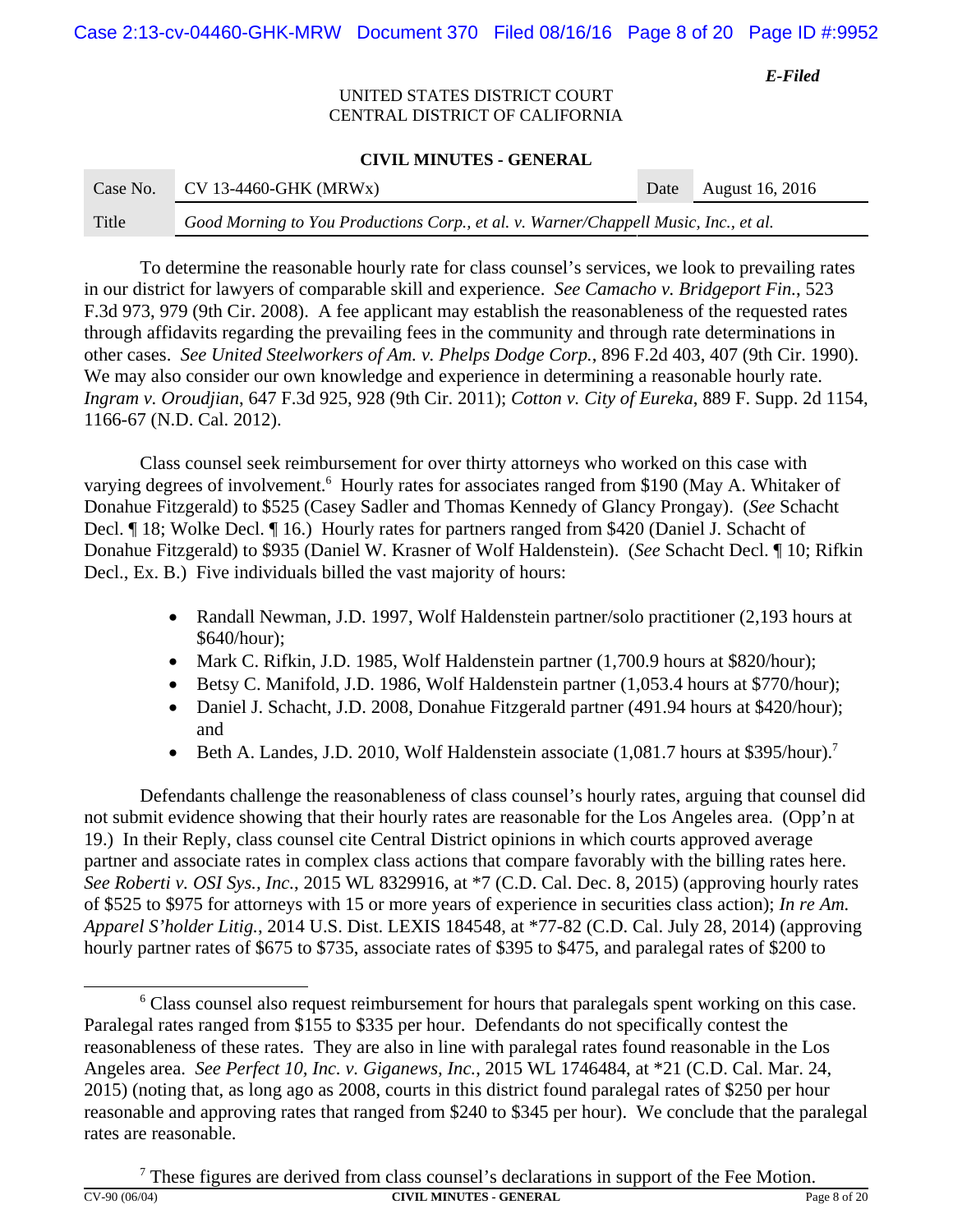UNITED STATES DISTRICT COURT
CENTRAL DISTRICT OF CALIFORNIA

**CIVIL MINUTES - GENERAL**

| Case No. | CV 13-4460-GHK (MRWx) | Date | August 16, 2016 |
|---|---|---|---|
| Title | *Good Morning to You Productions Corp., et al. v. Warner/Chappell Music, Inc., et al.* | | |

To determine the reasonable hourly rate for class counsel's services, we look to prevailing rates in our district for lawyers of comparable skill and experience. *See Camacho v. Bridgeport Fin.*, 523 F.3d 973, 979 (9th Cir. 2008). A fee applicant may establish the reasonableness of the requested rates through affidavits regarding the prevailing fees in the community and through rate determinations in other cases. *See United Steelworkers of Am. v. Phelps Dodge Corp.*, 896 F.2d 403, 407 (9th Cir. 1990). We may also consider our own knowledge and experience in determining a reasonable hourly rate. *Ingram v. Oroudjian*, 647 F.3d 925, 928 (9th Cir. 2011); *Cotton v. City of Eureka*, 889 F. Supp. 2d 1154, 1166-67 (N.D. Cal. 2012).

Class counsel seek reimbursement for over thirty attorneys who worked on this case with varying degrees of involvement.[6] Hourly rates for associates ranged from $190 (May A. Whitaker of Donahue Fitzgerald) to $525 (Casey Sadler and Thomas Kennedy of Glancy Prongay). (*See* Schacht Decl. ¶ 18; Wolke Decl. ¶ 16.) Hourly rates for partners ranged from $420 (Daniel J. Schacht of Donahue Fitzgerald) to $935 (Daniel W. Krasner of Wolf Haldenstein). (*See* Schacht Decl. ¶ 10; Rifkin Decl., Ex. B.) Five individuals billed the vast majority of hours:

- Randall Newman, J.D. 1997, Wolf Haldenstein partner/solo practitioner (2,193 hours at $640/hour);
- Mark C. Rifkin, J.D. 1985, Wolf Haldenstein partner (1,700.9 hours at $820/hour);
- Betsy C. Manifold, J.D. 1986, Wolf Haldenstein partner (1,053.4 hours at $770/hour);
- Daniel J. Schacht, J.D. 2008, Donahue Fitzgerald partner (491.94 hours at $420/hour); and
- Beth A. Landes, J.D. 2010, Wolf Haldenstein associate (1,081.7 hours at $395/hour).[7]

Defendants challenge the reasonableness of class counsel's hourly rates, arguing that counsel did not submit evidence showing that their hourly rates are reasonable for the Los Angeles area. (Opp'n at 19.) In their Reply, class counsel cite Central District opinions in which courts approved average partner and associate rates in complex class actions that compare favorably with the billing rates here. *See Roberti v. OSI Sys., Inc.*, 2015 WL 8329916, at *7 (C.D. Cal. Dec. 8, 2015) (approving hourly rates of $525 to $975 for attorneys with 15 or more years of experience in securities class action); *In re Am. Apparel S'holder Litig.*, 2014 U.S. Dist. LEXIS 184548, at *77-82 (C.D. Cal. July 28, 2014) (approving hourly partner rates of $675 to $735, associate rates of $395 to $475, and paralegal rates of $200 to

---

[6] Class counsel also request reimbursement for hours that paralegals spent working on this case. Paralegal rates ranged from $155 to $335 per hour. Defendants do not specifically contest the reasonableness of these rates. They are also in line with paralegal rates found reasonable in the Los Angeles area. *See Perfect 10, Inc. v. Giganews, Inc.*, 2015 WL 1746484, at *21 (C.D. Cal. Mar. 24, 2015) (noting that, as long ago as 2008, courts in this district found paralegal rates of $250 per hour reasonable and approving rates that ranged from $240 to $345 per hour). We conclude that the paralegal rates are reasonable.

[7] These figures are derived from class counsel's declarations in support of the Fee Motion.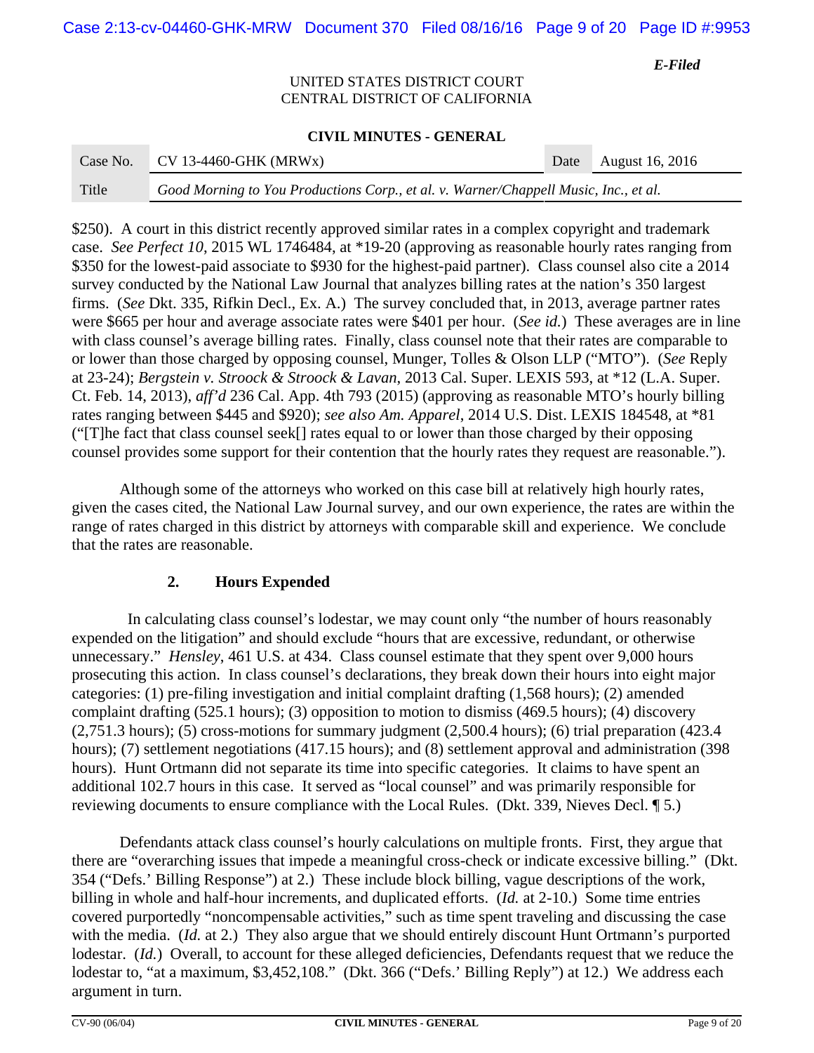$250). A court in this district recently approved similar rates in a complex copyright and trademark case. *See Perfect 10*, 2015 WL 1746484, at *19-20 (approving as reasonable hourly rates ranging from $350 for the lowest-paid associate to $930 for the highest-paid partner). Class counsel also cite a 2014 survey conducted by the National Law Journal that analyzes billing rates at the nation's 350 largest firms. (*See* Dkt. 335, Rifkin Decl., Ex. A.) The survey concluded that, in 2013, average partner rates were $665 per hour and average associate rates were $401 per hour. (*See id.*) These averages are in line with class counsel's average billing rates. Finally, class counsel note that their rates are comparable to or lower than those charged by opposing counsel, Munger, Tolles & Olson LLP ("MTO"). (*See* Reply at 23-24); *Bergstein v. Stroock & Stroock & Lavan*, 2013 Cal. Super. LEXIS 593, at *12 (L.A. Super. Ct. Feb. 14, 2013), *aff'd* 236 Cal. App. 4th 793 (2015) (approving as reasonable MTO's hourly billing rates ranging between $445 and $920); *see also Am. Apparel*, 2014 U.S. Dist. LEXIS 184548, at *81 ("[T]he fact that class counsel seek[] rates equal to or lower than those charged by their opposing counsel provides some support for their contention that the hourly rates they request are reasonable.").

Although some of the attorneys who worked on this case bill at relatively high hourly rates, given the cases cited, the National Law Journal survey, and our own experience, the rates are within the range of rates charged in this district by attorneys with comparable skill and experience. We conclude that the rates are reasonable.

### 2. Hours Expended

In calculating class counsel's lodestar, we may count only "the number of hours reasonably expended on the litigation" and should exclude "hours that are excessive, redundant, or otherwise unnecessary." *Hensley*, 461 U.S. at 434. Class counsel estimate that they spent over 9,000 hours prosecuting this action. In class counsel's declarations, they break down their hours into eight major categories: (1) pre-filing investigation and initial complaint drafting (1,568 hours); (2) amended complaint drafting (525.1 hours); (3) opposition to motion to dismiss (469.5 hours); (4) discovery (2,751.3 hours); (5) cross-motions for summary judgment (2,500.4 hours); (6) trial preparation (423.4 hours); (7) settlement negotiations (417.15 hours); and (8) settlement approval and administration (398 hours). Hunt Ortmann did not separate its time into specific categories. It claims to have spent an additional 102.7 hours in this case. It served as "local counsel" and was primarily responsible for reviewing documents to ensure compliance with the Local Rules. (Dkt. 339, Nieves Decl. ¶ 5.)

Defendants attack class counsel's hourly calculations on multiple fronts. First, they argue that there are "overarching issues that impede a meaningful cross-check or indicate excessive billing." (Dkt. 354 ("Defs.' Billing Response") at 2.) These include block billing, vague descriptions of the work, billing in whole and half-hour increments, and duplicated efforts. (*Id.* at 2-10.) Some time entries covered purportedly "noncompensable activities," such as time spent traveling and discussing the case with the media. (*Id.* at 2.) They also argue that we should entirely discount Hunt Ortmann's purported lodestar. (*Id.*) Overall, to account for these alleged deficiencies, Defendants request that we reduce the lodestar to, "at a maximum, $3,452,108." (Dkt. 366 ("Defs.' Billing Reply") at 12.) We address each argument in turn.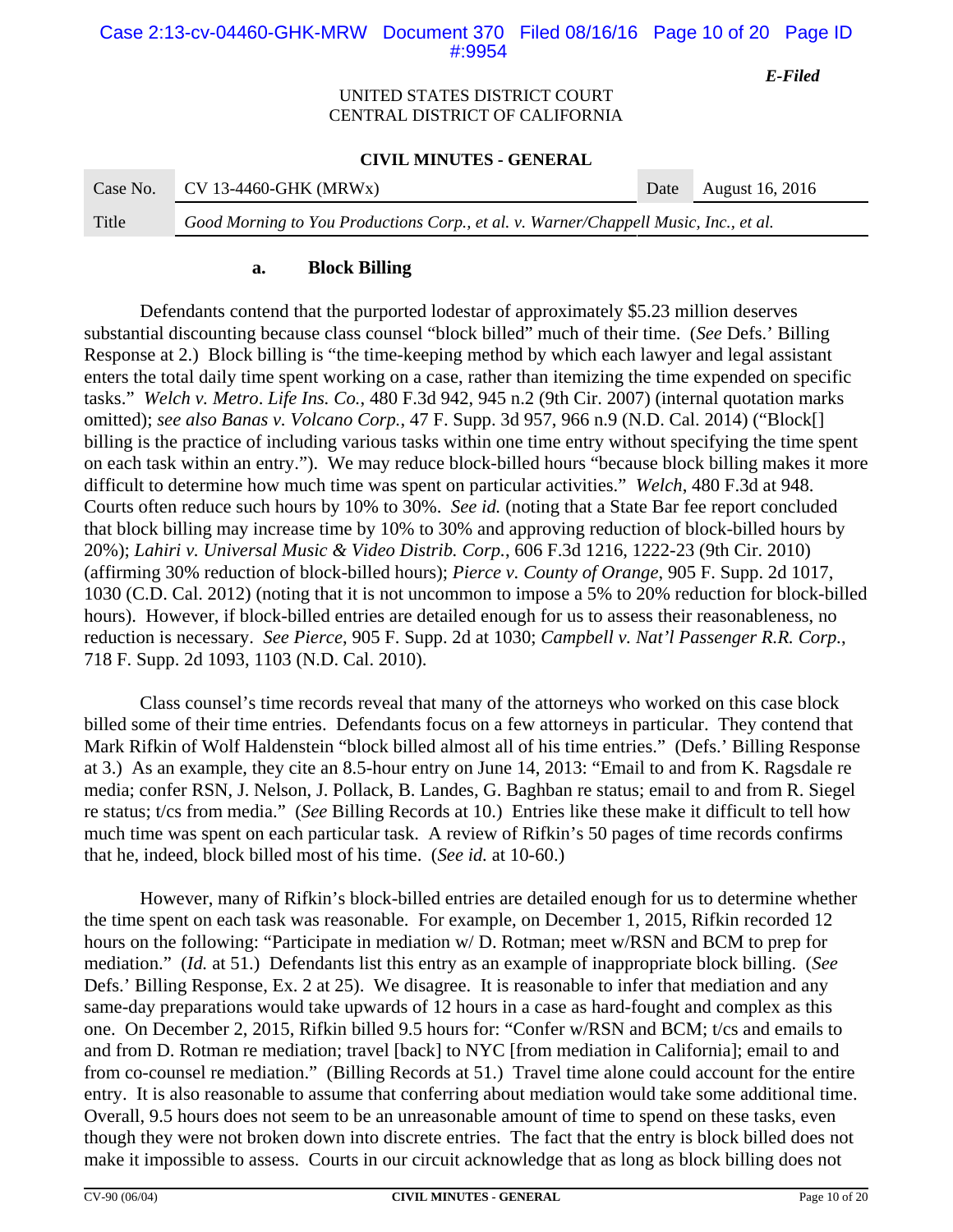### a. Block Billing

Defendants contend that the purported lodestar of approximately $5.23 million deserves substantial discounting because class counsel "block billed" much of their time. (*See* Defs.' Billing Response at 2.) Block billing is "the time-keeping method by which each lawyer and legal assistant enters the total daily time spent working on a case, rather than itemizing the time expended on specific tasks." *Welch v. Metro. Life Ins. Co.*, 480 F.3d 942, 945 n.2 (9th Cir. 2007) (internal quotation marks omitted); *see also Banas v. Volcano Corp.*, 47 F. Supp. 3d 957, 966 n.9 (N.D. Cal. 2014) ("Block[] billing is the practice of including various tasks within one time entry without specifying the time spent on each task within an entry."). We may reduce block-billed hours "because block billing makes it more difficult to determine how much time was spent on particular activities." *Welch*, 480 F.3d at 948. Courts often reduce such hours by 10% to 30%. *See id.* (noting that a State Bar fee report concluded that block billing may increase time by 10% to 30% and approving reduction of block-billed hours by 20%); *Lahiri v. Universal Music & Video Distrib. Corp.*, 606 F.3d 1216, 1222-23 (9th Cir. 2010) (affirming 30% reduction of block-billed hours); *Pierce v. County of Orange*, 905 F. Supp. 2d 1017, 1030 (C.D. Cal. 2012) (noting that it is not uncommon to impose a 5% to 20% reduction for block-billed hours). However, if block-billed entries are detailed enough for us to assess their reasonableness, no reduction is necessary. *See Pierce*, 905 F. Supp. 2d at 1030; *Campbell v. Nat'l Passenger R.R. Corp.*, 718 F. Supp. 2d 1093, 1103 (N.D. Cal. 2010).

Class counsel's time records reveal that many of the attorneys who worked on this case block billed some of their time entries. Defendants focus on a few attorneys in particular. They contend that Mark Rifkin of Wolf Haldenstein "block billed almost all of his time entries." (Defs.' Billing Response at 3.) As an example, they cite an 8.5-hour entry on June 14, 2013: "Email to and from K. Ragsdale re media; confer RSN, J. Nelson, J. Pollack, B. Landes, G. Baghban re status; email to and from R. Siegel re status; t/cs from media." (*See* Billing Records at 10.) Entries like these make it difficult to tell how much time was spent on each particular task. A review of Rifkin's 50 pages of time records confirms that he, indeed, block billed most of his time. (*See id.* at 10-60.)

However, many of Rifkin's block-billed entries are detailed enough for us to determine whether the time spent on each task was reasonable. For example, on December 1, 2015, Rifkin recorded 12 hours on the following: "Participate in mediation w/ D. Rotman; meet w/RSN and BCM to prep for mediation." (*Id.* at 51.) Defendants list this entry as an example of inappropriate block billing. (*See* Defs.' Billing Response, Ex. 2 at 25). We disagree. It is reasonable to infer that mediation and any same-day preparations would take upwards of 12 hours in a case as hard-fought and complex as this one. On December 2, 2015, Rifkin billed 9.5 hours for: "Confer w/RSN and BCM; t/cs and emails to and from D. Rotman re mediation; travel [back] to NYC [from mediation in California]; email to and from co-counsel re mediation." (Billing Records at 51.) Travel time alone could account for the entire entry. It is also reasonable to assume that conferring about mediation would take some additional time. Overall, 9.5 hours does not seem to be an unreasonable amount of time to spend on these tasks, even though they were not broken down into discrete entries. The fact that the entry is block billed does not make it impossible to assess. Courts in our circuit acknowledge that as long as block billing does not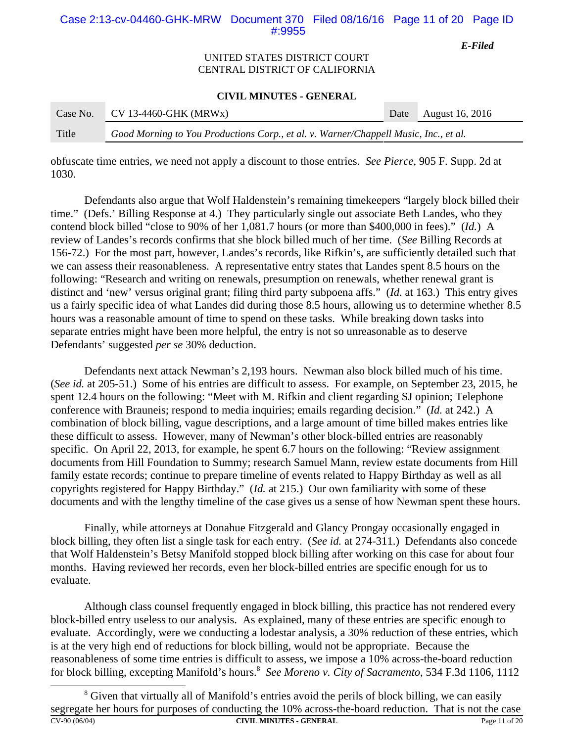obfuscate time entries, we need not apply a discount to those entries. *See Pierce*, 905 F. Supp. 2d at 1030.

Defendants also argue that Wolf Haldenstein's remaining timekeepers "largely block billed their time." (Defs.' Billing Response at 4.) They particularly single out associate Beth Landes, who they contend block billed "close to 90% of her 1,081.7 hours (or more than $400,000 in fees)." (*Id.*) A review of Landes's records confirms that she block billed much of her time. (*See* Billing Records at 156-72.) For the most part, however, Landes's records, like Rifkin's, are sufficiently detailed such that we can assess their reasonableness. A representative entry states that Landes spent 8.5 hours on the following: "Research and writing on renewals, presumption on renewals, whether renewal grant is distinct and 'new' versus original grant; filing third party subpoena affs." (*Id.* at 163.) This entry gives us a fairly specific idea of what Landes did during those 8.5 hours, allowing us to determine whether 8.5 hours was a reasonable amount of time to spend on these tasks. While breaking down tasks into separate entries might have been more helpful, the entry is not so unreasonable as to deserve Defendants' suggested *per se* 30% deduction.

Defendants next attack Newman's 2,193 hours. Newman also block billed much of his time. (*See id.* at 205-51.) Some of his entries are difficult to assess. For example, on September 23, 2015, he spent 12.4 hours on the following: "Meet with M. Rifkin and client regarding SJ opinion; Telephone conference with Brauneis; respond to media inquiries; emails regarding decision." (*Id.* at 242.) A combination of block billing, vague descriptions, and a large amount of time billed makes entries like these difficult to assess. However, many of Newman's other block-billed entries are reasonably specific. On April 22, 2013, for example, he spent 6.7 hours on the following: "Review assignment documents from Hill Foundation to Summy; research Samuel Mann, review estate documents from Hill family estate records; continue to prepare timeline of events related to Happy Birthday as well as all copyrights registered for Happy Birthday." (*Id.* at 215.) Our own familiarity with some of these documents and with the lengthy timeline of the case gives us a sense of how Newman spent these hours.

Finally, while attorneys at Donahue Fitzgerald and Glancy Prongay occasionally engaged in block billing, they often list a single task for each entry. (*See id.* at 274-311.) Defendants also concede that Wolf Haldenstein's Betsy Manifold stopped block billing after working on this case for about four months. Having reviewed her records, even her block-billed entries are specific enough for us to evaluate.

Although class counsel frequently engaged in block billing, this practice has not rendered every block-billed entry useless to our analysis. As explained, many of these entries are specific enough to evaluate. Accordingly, were we conducting a lodestar analysis, a 30% reduction of these entries, which is at the very high end of reductions for block billing, would not be appropriate. Because the reasonableness of some time entries is difficult to assess, we impose a 10% across-the-board reduction for block billing, excepting Manifold's hours.[8] *See Moreno v. City of Sacramento*, 534 F.3d 1106, 1112

[8] Given that virtually all of Manifold's entries avoid the perils of block billing, we can easily segregate her hours for purposes of conducting the 10% across-the-board reduction. That is not the case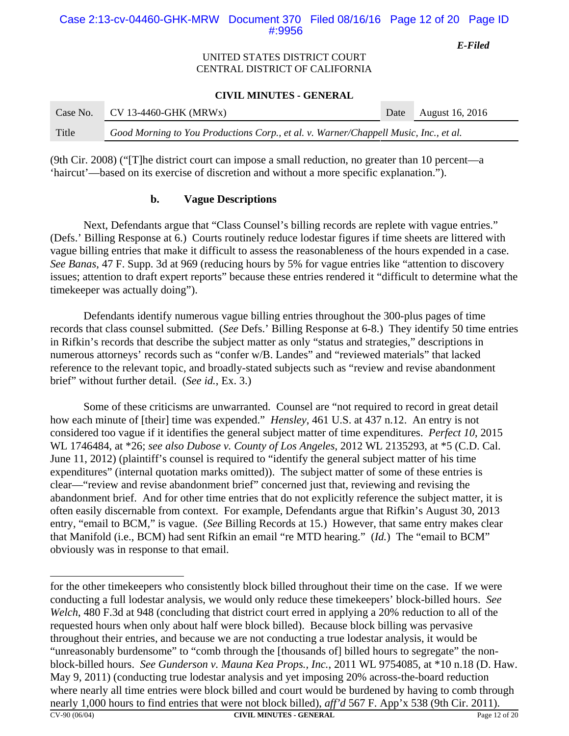(9th Cir. 2008) ("[T]he district court can impose a small reduction, no greater than 10 percent—a 'haircut'—based on its exercise of discretion and without a more specific explanation.").

### b. Vague Descriptions

Next, Defendants argue that "Class Counsel's billing records are replete with vague entries." (Defs.' Billing Response at 6.) Courts routinely reduce lodestar figures if time sheets are littered with vague billing entries that make it difficult to assess the reasonableness of the hours expended in a case. *See Banas*, 47 F. Supp. 3d at 969 (reducing hours by 5% for vague entries like "attention to discovery issues; attention to draft expert reports" because these entries rendered it "difficult to determine what the timekeeper was actually doing").

Defendants identify numerous vague billing entries throughout the 300-plus pages of time records that class counsel submitted. (*See* Defs.' Billing Response at 6-8.) They identify 50 time entries in Rifkin's records that describe the subject matter as only "status and strategies," descriptions in numerous attorneys' records such as "confer w/B. Landes" and "reviewed materials" that lacked reference to the relevant topic, and broadly-stated subjects such as "review and revise abandonment brief" without further detail. (*See id.*, Ex. 3.)

Some of these criticisms are unwarranted. Counsel are "not required to record in great detail how each minute of [their] time was expended." *Hensley*, 461 U.S. at 437 n.12. An entry is not considered too vague if it identifies the general subject matter of time expenditures. *Perfect 10*, 2015 WL 1746484, at *26; *see also Dubose v. County of Los Angeles*, 2012 WL 2135293, at *5 (C.D. Cal. June 11, 2012) (plaintiff's counsel is required to "identify the general subject matter of his time expenditures" (internal quotation marks omitted)). The subject matter of some of these entries is clear—"review and revise abandonment brief" concerned just that, reviewing and revising the abandonment brief. And for other time entries that do not explicitly reference the subject matter, it is often easily discernable from context. For example, Defendants argue that Rifkin's August 30, 2013 entry, "email to BCM," is vague. (*See* Billing Records at 15.) However, that same entry makes clear that Manifold (i.e., BCM) had sent Rifkin an email "re MTD hearing." (*Id.*) The "email to BCM" obviously was in response to that email.

---

for the other timekeepers who consistently block billed throughout their time on the case. If we were conducting a full lodestar analysis, we would only reduce these timekeepers' block-billed hours. *See Welch*, 480 F.3d at 948 (concluding that district court erred in applying a 20% reduction to all of the requested hours when only about half were block billed). Because block billing was pervasive throughout their entries, and because we are not conducting a true lodestar analysis, it would be "unreasonably burdensome" to "comb through the [thousands of] billed hours to segregate" the non-block-billed hours. *See Gunderson v. Mauna Kea Props., Inc.*, 2011 WL 9754085, at *10 n.18 (D. Haw. May 9, 2011) (conducting true lodestar analysis and yet imposing 20% across-the-board reduction where nearly all time entries were block billed and court would be burdened by having to comb through nearly 1,000 hours to find entries that were not block billed), *aff'd* 567 F. App'x 538 (9th Cir. 2011).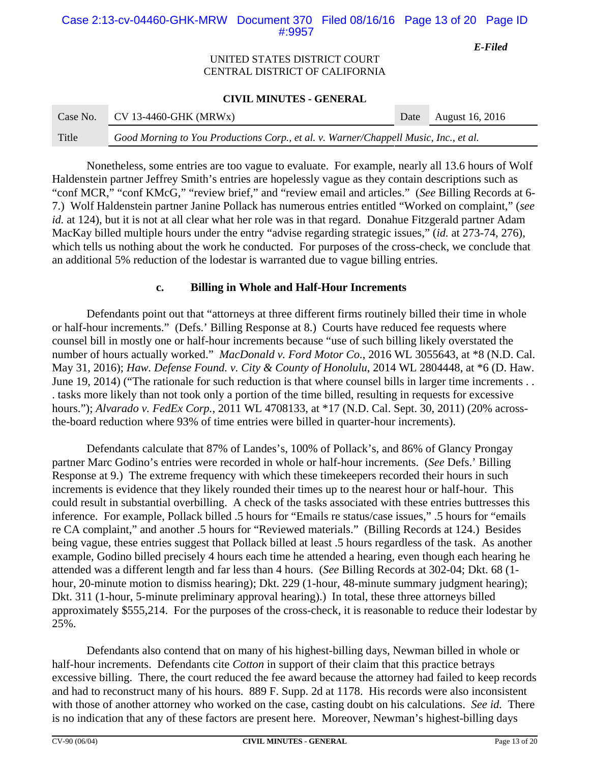Nonetheless, some entries are too vague to evaluate. For example, nearly all 13.6 hours of Wolf Haldenstein partner Jeffrey Smith's entries are hopelessly vague as they contain descriptions such as "conf MCR," "conf KMcG," "review brief," and "review email and articles." (*See* Billing Records at 6-7.) Wolf Haldenstein partner Janine Pollack has numerous entries entitled "Worked on complaint," (*see id.* at 124), but it is not at all clear what her role was in that regard. Donahue Fitzgerald partner Adam MacKay billed multiple hours under the entry "advise regarding strategic issues," (*id.* at 273-74, 276), which tells us nothing about the work he conducted. For purposes of the cross-check, we conclude that an additional 5% reduction of the lodestar is warranted due to vague billing entries.

### c. Billing in Whole and Half-Hour Increments

Defendants point out that "attorneys at three different firms routinely billed their time in whole or half-hour increments." (Defs.' Billing Response at 8.) Courts have reduced fee requests where counsel bill in mostly one or half-hour increments because "use of such billing likely overstated the number of hours actually worked." *MacDonald v. Ford Motor Co.*, 2016 WL 3055643, at *8 (N.D. Cal. May 31, 2016); *Haw. Defense Found. v. City & County of Honolulu*, 2014 WL 2804448, at *6 (D. Haw. June 19, 2014) ("The rationale for such reduction is that where counsel bills in larger time increments . . . tasks more likely than not took only a portion of the time billed, resulting in requests for excessive hours."); *Alvarado v. FedEx Corp.*, 2011 WL 4708133, at *17 (N.D. Cal. Sept. 30, 2011) (20% across-the-board reduction where 93% of time entries were billed in quarter-hour increments).

Defendants calculate that 87% of Landes's, 100% of Pollack's, and 86% of Glancy Prongay partner Marc Godino's entries were recorded in whole or half-hour increments. (*See* Defs.' Billing Response at 9.) The extreme frequency with which these timekeepers recorded their hours in such increments is evidence that they likely rounded their times up to the nearest hour or half-hour. This could result in substantial overbilling. A check of the tasks associated with these entries buttresses this inference. For example, Pollack billed .5 hours for "Emails re status/case issues," .5 hours for "emails re CA complaint," and another .5 hours for "Reviewed materials." (Billing Records at 124.) Besides being vague, these entries suggest that Pollack billed at least .5 hours regardless of the task. As another example, Godino billed precisely 4 hours each time he attended a hearing, even though each hearing he attended was a different length and far less than 4 hours. (*See* Billing Records at 302-04; Dkt. 68 (1-hour, 20-minute motion to dismiss hearing); Dkt. 229 (1-hour, 48-minute summary judgment hearing); Dkt. 311 (1-hour, 5-minute preliminary approval hearing).) In total, these three attorneys billed approximately $555,214. For the purposes of the cross-check, it is reasonable to reduce their lodestar by 25%.

Defendants also contend that on many of his highest-billing days, Newman billed in whole or half-hour increments. Defendants cite *Cotton* in support of their claim that this practice betrays excessive billing. There, the court reduced the fee award because the attorney had failed to keep records and had to reconstruct many of his hours. 889 F. Supp. 2d at 1178. His records were also inconsistent with those of another attorney who worked on the case, casting doubt on his calculations. *See id.* There is no indication that any of these factors are present here. Moreover, Newman's highest-billing days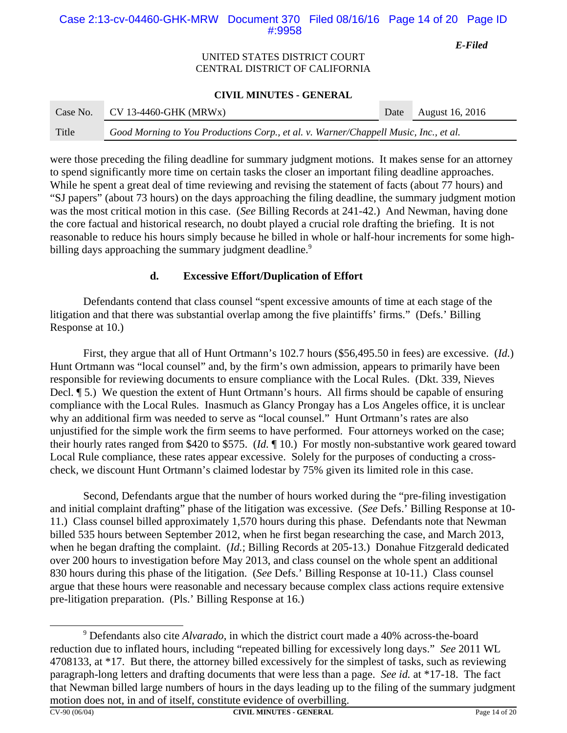were those preceding the filing deadline for summary judgment motions. It makes sense for an attorney to spend significantly more time on certain tasks the closer an important filing deadline approaches. While he spent a great deal of time reviewing and revising the statement of facts (about 77 hours) and "SJ papers" (about 73 hours) on the days approaching the filing deadline, the summary judgment motion was the most critical motion in this case. (*See* Billing Records at 241-42.) And Newman, having done the core factual and historical research, no doubt played a crucial role drafting the briefing. It is not reasonable to reduce his hours simply because he billed in whole or half-hour increments for some high-billing days approaching the summary judgment deadline.[9]

**d. Excessive Effort/Duplication of Effort**

Defendants contend that class counsel "spent excessive amounts of time at each stage of the litigation and that there was substantial overlap among the five plaintiffs' firms." (Defs.' Billing Response at 10.)

First, they argue that all of Hunt Ortmann's 102.7 hours ($56,495.50 in fees) are excessive. (*Id.*) Hunt Ortmann was "local counsel" and, by the firm's own admission, appears to primarily have been responsible for reviewing documents to ensure compliance with the Local Rules. (Dkt. 339, Nieves Decl. ¶ 5.) We question the extent of Hunt Ortmann's hours. All firms should be capable of ensuring compliance with the Local Rules. Inasmuch as Glancy Prongay has a Los Angeles office, it is unclear why an additional firm was needed to serve as "local counsel." Hunt Ortmann's rates are also unjustified for the simple work the firm seems to have performed. Four attorneys worked on the case; their hourly rates ranged from $420 to $575. (*Id.* ¶ 10.) For mostly non-substantive work geared toward Local Rule compliance, these rates appear excessive. Solely for the purposes of conducting a cross-check, we discount Hunt Ortmann's claimed lodestar by 75% given its limited role in this case.

Second, Defendants argue that the number of hours worked during the "pre-filing investigation and initial complaint drafting" phase of the litigation was excessive. (*See* Defs.' Billing Response at 10-11.) Class counsel billed approximately 1,570 hours during this phase. Defendants note that Newman billed 535 hours between September 2012, when he first began researching the case, and March 2013, when he began drafting the complaint. (*Id.*; Billing Records at 205-13.) Donahue Fitzgerald dedicated over 200 hours to investigation before May 2013, and class counsel on the whole spent an additional 830 hours during this phase of the litigation. (*See* Defs.' Billing Response at 10-11.) Class counsel argue that these hours were reasonable and necessary because complex class actions require extensive pre-litigation preparation. (Pls.' Billing Response at 16.)

---

[9] Defendants also cite *Alvarado*, in which the district court made a 40% across-the-board reduction due to inflated hours, including "repeated billing for excessively long days." *See* 2011 WL 4708133, at *17. But there, the attorney billed excessively for the simplest of tasks, such as reviewing paragraph-long letters and drafting documents that were less than a page. *See id.* at *17-18. The fact that Newman billed large numbers of hours in the days leading up to the filing of the summary judgment motion does not, in and of itself, constitute evidence of overbilling.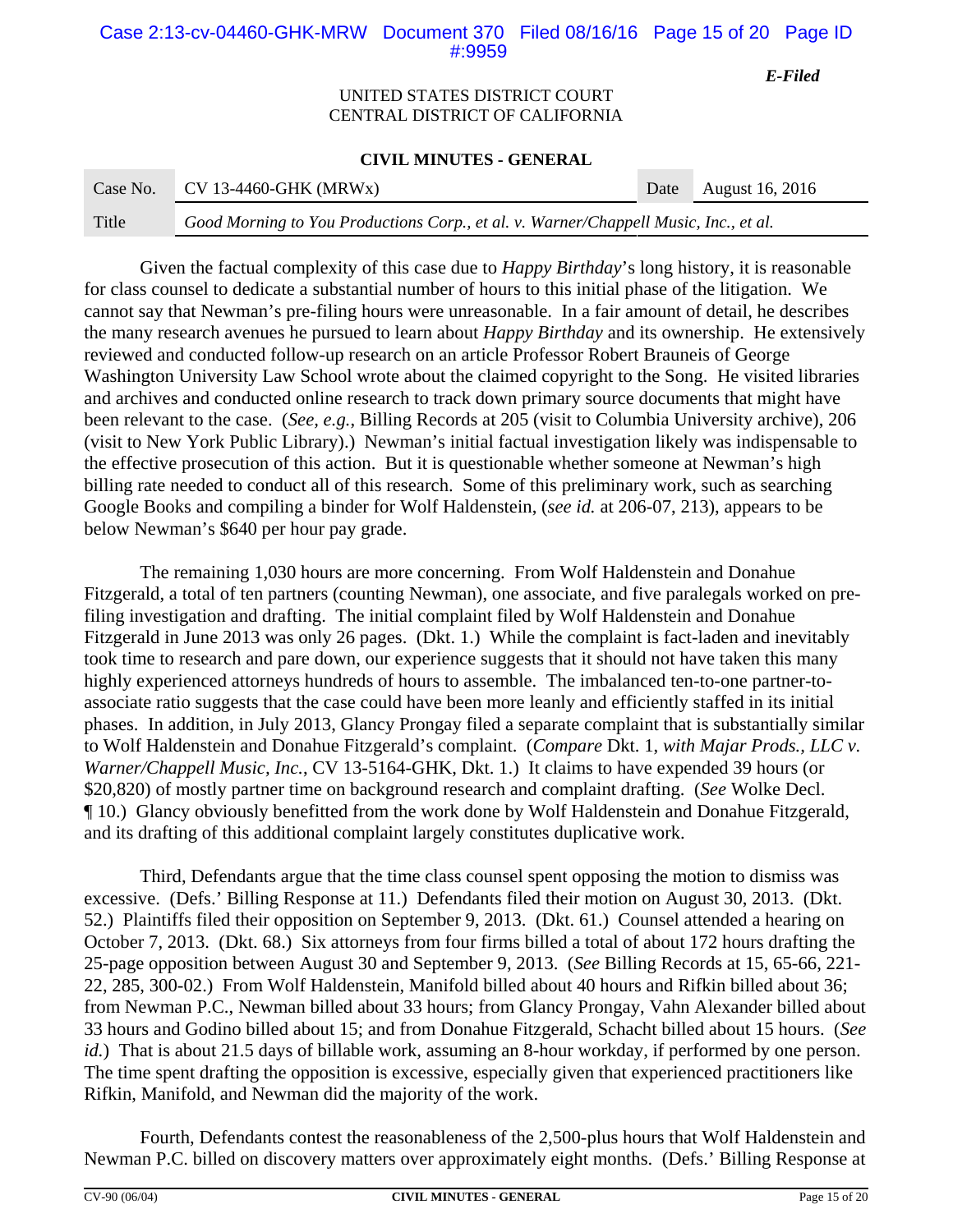Given the factual complexity of this case due to *Happy Birthday*'s long history, it is reasonable for class counsel to dedicate a substantial number of hours to this initial phase of the litigation. We cannot say that Newman's pre-filing hours were unreasonable. In a fair amount of detail, he describes the many research avenues he pursued to learn about *Happy Birthday* and its ownership. He extensively reviewed and conducted follow-up research on an article Professor Robert Brauneis of George Washington University Law School wrote about the claimed copyright to the Song. He visited libraries and archives and conducted online research to track down primary source documents that might have been relevant to the case. (*See, e.g.*, Billing Records at 205 (visit to Columbia University archive), 206 (visit to New York Public Library).) Newman's initial factual investigation likely was indispensable to the effective prosecution of this action. But it is questionable whether someone at Newman's high billing rate needed to conduct all of this research. Some of this preliminary work, such as searching Google Books and compiling a binder for Wolf Haldenstein, (*see id.* at 206-07, 213), appears to be below Newman's $640 per hour pay grade.

The remaining 1,030 hours are more concerning. From Wolf Haldenstein and Donahue Fitzgerald, a total of ten partners (counting Newman), one associate, and five paralegals worked on pre-filing investigation and drafting. The initial complaint filed by Wolf Haldenstein and Donahue Fitzgerald in June 2013 was only 26 pages. (Dkt. 1.) While the complaint is fact-laden and inevitably took time to research and pare down, our experience suggests that it should not have taken this many highly experienced attorneys hundreds of hours to assemble. The imbalanced ten-to-one partner-to-associate ratio suggests that the case could have been more leanly and efficiently staffed in its initial phases. In addition, in July 2013, Glancy Prongay filed a separate complaint that is substantially similar to Wolf Haldenstein and Donahue Fitzgerald's complaint. (*Compare* Dkt. 1, *with Majar Prods., LLC v. Warner/Chappell Music, Inc.*, CV 13-5164-GHK, Dkt. 1.) It claims to have expended 39 hours (or $20,820) of mostly partner time on background research and complaint drafting. (*See* Wolke Decl. ¶ 10.) Glancy obviously benefitted from the work done by Wolf Haldenstein and Donahue Fitzgerald, and its drafting of this additional complaint largely constitutes duplicative work.

Third, Defendants argue that the time class counsel spent opposing the motion to dismiss was excessive. (Defs.' Billing Response at 11.) Defendants filed their motion on August 30, 2013. (Dkt. 52.) Plaintiffs filed their opposition on September 9, 2013. (Dkt. 61.) Counsel attended a hearing on October 7, 2013. (Dkt. 68.) Six attorneys from four firms billed a total of about 172 hours drafting the 25-page opposition between August 30 and September 9, 2013. (*See* Billing Records at 15, 65-66, 221-22, 285, 300-02.) From Wolf Haldenstein, Manifold billed about 40 hours and Rifkin billed about 36; from Newman P.C., Newman billed about 33 hours; from Glancy Prongay, Vahn Alexander billed about 33 hours and Godino billed about 15; and from Donahue Fitzgerald, Schacht billed about 15 hours. (*See id.*) That is about 21.5 days of billable work, assuming an 8-hour workday, if performed by one person. The time spent drafting the opposition is excessive, especially given that experienced practitioners like Rifkin, Manifold, and Newman did the majority of the work.

Fourth, Defendants contest the reasonableness of the 2,500-plus hours that Wolf Haldenstein and Newman P.C. billed on discovery matters over approximately eight months. (Defs.' Billing Response at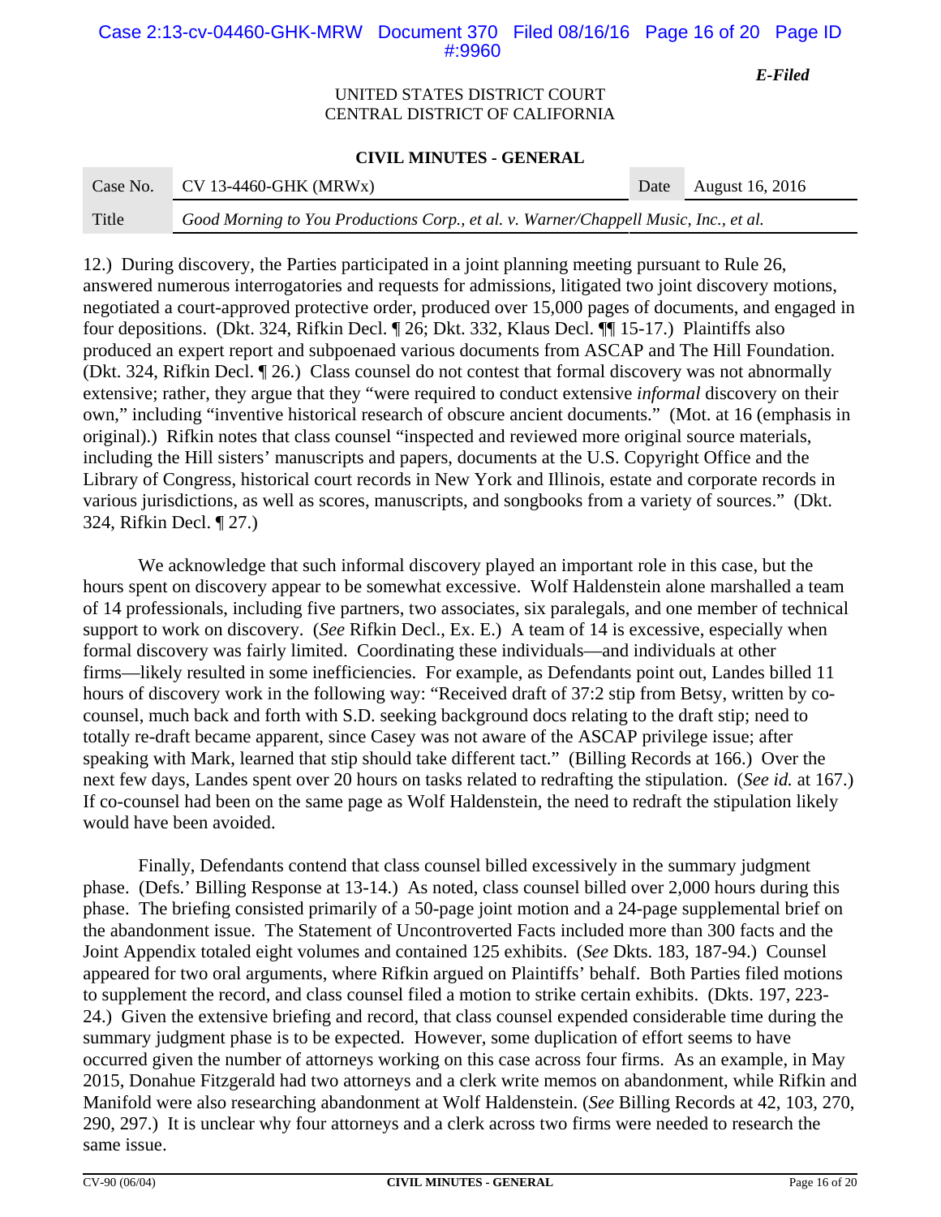12.) During discovery, the Parties participated in a joint planning meeting pursuant to Rule 26, answered numerous interrogatories and requests for admissions, litigated two joint discovery motions, negotiated a court-approved protective order, produced over 15,000 pages of documents, and engaged in four depositions. (Dkt. 324, Rifkin Decl. ¶ 26; Dkt. 332, Klaus Decl. ¶¶ 15-17.) Plaintiffs also produced an expert report and subpoenaed various documents from ASCAP and The Hill Foundation. (Dkt. 324, Rifkin Decl. ¶ 26.) Class counsel do not contest that formal discovery was not abnormally extensive; rather, they argue that they "were required to conduct extensive *informal* discovery on their own," including "inventive historical research of obscure ancient documents." (Mot. at 16 (emphasis in original).) Rifkin notes that class counsel "inspected and reviewed more original source materials, including the Hill sisters' manuscripts and papers, documents at the U.S. Copyright Office and the Library of Congress, historical court records in New York and Illinois, estate and corporate records in various jurisdictions, as well as scores, manuscripts, and songbooks from a variety of sources." (Dkt. 324, Rifkin Decl. ¶ 27.)

We acknowledge that such informal discovery played an important role in this case, but the hours spent on discovery appear to be somewhat excessive. Wolf Haldenstein alone marshalled a team of 14 professionals, including five partners, two associates, six paralegals, and one member of technical support to work on discovery. (*See* Rifkin Decl., Ex. E.) A team of 14 is excessive, especially when formal discovery was fairly limited. Coordinating these individuals—and individuals at other firms—likely resulted in some inefficiencies. For example, as Defendants point out, Landes billed 11 hours of discovery work in the following way: "Received draft of 37:2 stip from Betsy, written by co-counsel, much back and forth with S.D. seeking background docs relating to the draft stip; need to totally re-draft became apparent, since Casey was not aware of the ASCAP privilege issue; after speaking with Mark, learned that stip should take different tact." (Billing Records at 166.) Over the next few days, Landes spent over 20 hours on tasks related to redrafting the stipulation. (*See id.* at 167.) If co-counsel had been on the same page as Wolf Haldenstein, the need to redraft the stipulation likely would have been avoided.

Finally, Defendants contend that class counsel billed excessively in the summary judgment phase. (Defs.' Billing Response at 13-14.) As noted, class counsel billed over 2,000 hours during this phase. The briefing consisted primarily of a 50-page joint motion and a 24-page supplemental brief on the abandonment issue. The Statement of Uncontroverted Facts included more than 300 facts and the Joint Appendix totaled eight volumes and contained 125 exhibits. (*See* Dkts. 183, 187-94.) Counsel appeared for two oral arguments, where Rifkin argued on Plaintiffs' behalf. Both Parties filed motions to supplement the record, and class counsel filed a motion to strike certain exhibits. (Dkts. 197, 223-24.) Given the extensive briefing and record, that class counsel expended considerable time during the summary judgment phase is to be expected. However, some duplication of effort seems to have occurred given the number of attorneys working on this case across four firms. As an example, in May 2015, Donahue Fitzgerald had two attorneys and a clerk write memos on abandonment, while Rifkin and Manifold were also researching abandonment at Wolf Haldenstein. (*See* Billing Records at 42, 103, 270, 290, 297.) It is unclear why four attorneys and a clerk across two firms were needed to research the same issue.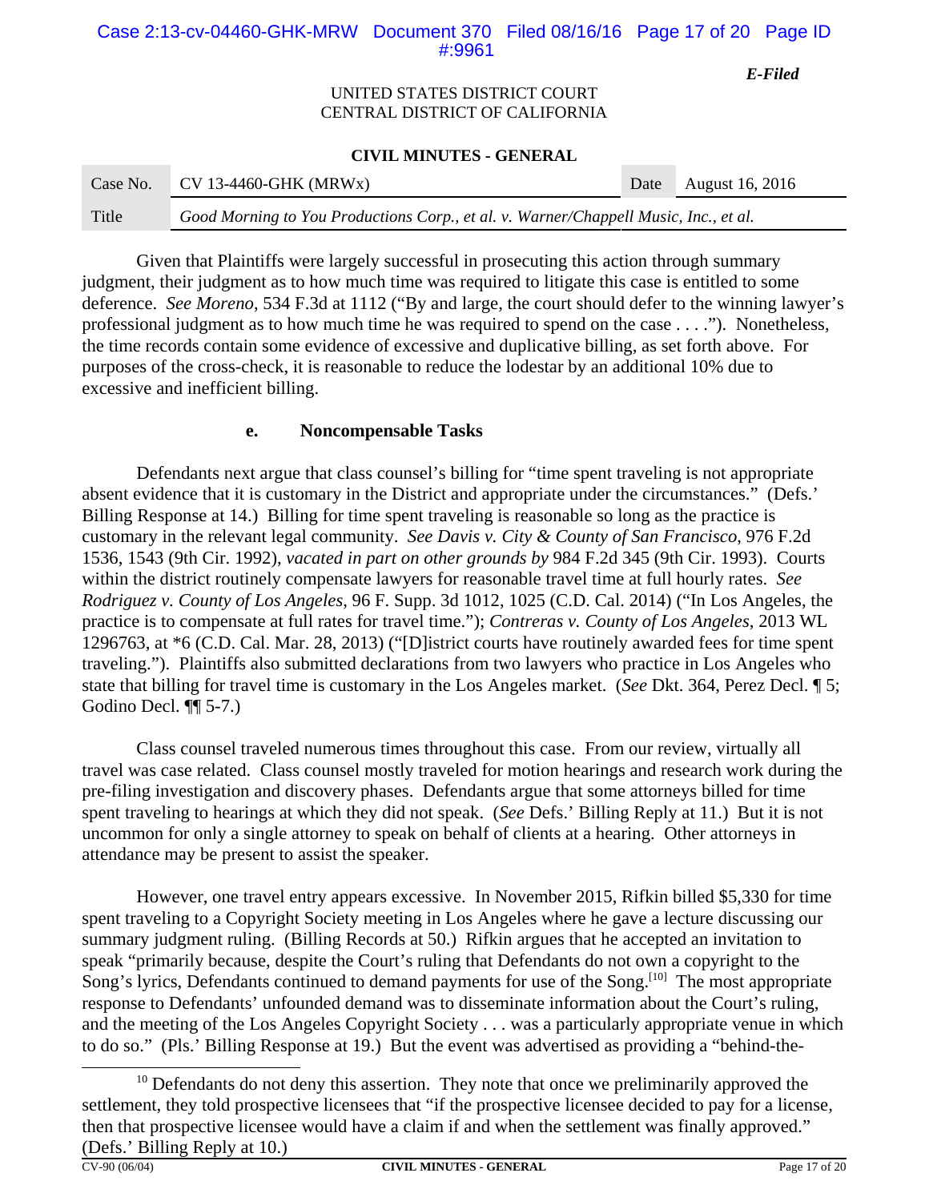Given that Plaintiffs were largely successful in prosecuting this action through summary judgment, their judgment as to how much time was required to litigate this case is entitled to some deference. *See Moreno*, 534 F.3d at 1112 ("By and large, the court should defer to the winning lawyer's professional judgment as to how much time he was required to spend on the case . . . ."). Nonetheless, the time records contain some evidence of excessive and duplicative billing, as set forth above. For purposes of the cross-check, it is reasonable to reduce the lodestar by an additional 10% due to excessive and inefficient billing.

**e. Noncompensable Tasks**

Defendants next argue that class counsel's billing for "time spent traveling is not appropriate absent evidence that it is customary in the District and appropriate under the circumstances." (Defs.' Billing Response at 14.) Billing for time spent traveling is reasonable so long as the practice is customary in the relevant legal community. *See Davis v. City & County of San Francisco*, 976 F.2d 1536, 1543 (9th Cir. 1992), *vacated in part on other grounds by* 984 F.2d 345 (9th Cir. 1993). Courts within the district routinely compensate lawyers for reasonable travel time at full hourly rates. *See Rodriguez v. County of Los Angeles*, 96 F. Supp. 3d 1012, 1025 (C.D. Cal. 2014) ("In Los Angeles, the practice is to compensate at full rates for travel time."); *Contreras v. County of Los Angeles*, 2013 WL 1296763, at *6 (C.D. Cal. Mar. 28, 2013) ("[D]istrict courts have routinely awarded fees for time spent traveling."). Plaintiffs also submitted declarations from two lawyers who practice in Los Angeles who state that billing for travel time is customary in the Los Angeles market. (*See* Dkt. 364, Perez Decl. ¶ 5; Godino Decl. ¶¶ 5-7.)

Class counsel traveled numerous times throughout this case. From our review, virtually all travel was case related. Class counsel mostly traveled for motion hearings and research work during the pre-filing investigation and discovery phases. Defendants argue that some attorneys billed for time spent traveling to hearings at which they did not speak. (*See* Defs.' Billing Reply at 11.) But it is not uncommon for only a single attorney to speak on behalf of clients at a hearing. Other attorneys in attendance may be present to assist the speaker.

However, one travel entry appears excessive. In November 2015, Rifkin billed $5,330 for time spent traveling to a Copyright Society meeting in Los Angeles where he gave a lecture discussing our summary judgment ruling. (Billing Records at 50.) Rifkin argues that he accepted an invitation to speak "primarily because, despite the Court's ruling that Defendants do not own a copyright to the Song's lyrics, Defendants continued to demand payments for use of the Song.[10] The most appropriate response to Defendants' unfounded demand was to disseminate information about the Court's ruling, and the meeting of the Los Angeles Copyright Society . . . was a particularly appropriate venue in which to do so." (Pls.' Billing Response at 19.) But the event was advertised as providing a "behind-the-

---

[10] Defendants do not deny this assertion. They note that once we preliminarily approved the settlement, they told prospective licensees that "if the prospective licensee decided to pay for a license, then that prospective licensee would have a claim if and when the settlement was finally approved." (Defs.' Billing Reply at 10.)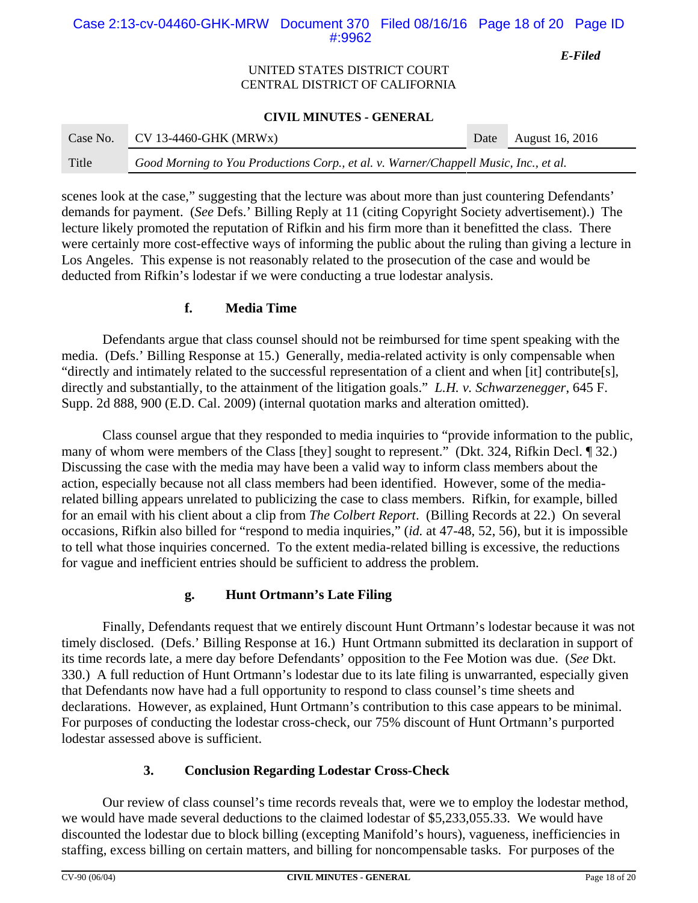scenes look at the case," suggesting that the lecture was about more than just countering Defendants' demands for payment. (*See* Defs.' Billing Reply at 11 (citing Copyright Society advertisement).) The lecture likely promoted the reputation of Rifkin and his firm more than it benefitted the class. There were certainly more cost-effective ways of informing the public about the ruling than giving a lecture in Los Angeles. This expense is not reasonably related to the prosecution of the case and would be deducted from Rifkin's lodestar if we were conducting a true lodestar analysis.

#### f. Media Time

Defendants argue that class counsel should not be reimbursed for time spent speaking with the media. (Defs.' Billing Response at 15.) Generally, media-related activity is only compensable when "directly and intimately related to the successful representation of a client and when [it] contribute[s], directly and substantially, to the attainment of the litigation goals." *L.H. v. Schwarzenegger*, 645 F. Supp. 2d 888, 900 (E.D. Cal. 2009) (internal quotation marks and alteration omitted).

Class counsel argue that they responded to media inquiries to "provide information to the public, many of whom were members of the Class [they] sought to represent." (Dkt. 324, Rifkin Decl. ¶ 32.) Discussing the case with the media may have been a valid way to inform class members about the action, especially because not all class members had been identified. However, some of the media-related billing appears unrelated to publicizing the case to class members. Rifkin, for example, billed for an email with his client about a clip from *The Colbert Report*. (Billing Records at 22.) On several occasions, Rifkin also billed for "respond to media inquiries," (*id.* at 47-48, 52, 56), but it is impossible to tell what those inquiries concerned. To the extent media-related billing is excessive, the reductions for vague and inefficient entries should be sufficient to address the problem.

#### g. Hunt Ortmann's Late Filing

Finally, Defendants request that we entirely discount Hunt Ortmann's lodestar because it was not timely disclosed. (Defs.' Billing Response at 16.) Hunt Ortmann submitted its declaration in support of its time records late, a mere day before Defendants' opposition to the Fee Motion was due. (*See* Dkt. 330.) A full reduction of Hunt Ortmann's lodestar due to its late filing is unwarranted, especially given that Defendants now have had a full opportunity to respond to class counsel's time sheets and declarations. However, as explained, Hunt Ortmann's contribution to this case appears to be minimal. For purposes of conducting the lodestar cross-check, our 75% discount of Hunt Ortmann's purported lodestar assessed above is sufficient.

### 3. Conclusion Regarding Lodestar Cross-Check

Our review of class counsel's time records reveals that, were we to employ the lodestar method, we would have made several deductions to the claimed lodestar of $5,233,055.33. We would have discounted the lodestar due to block billing (excepting Manifold's hours), vagueness, inefficiencies in staffing, excess billing on certain matters, and billing for noncompensable tasks. For purposes of the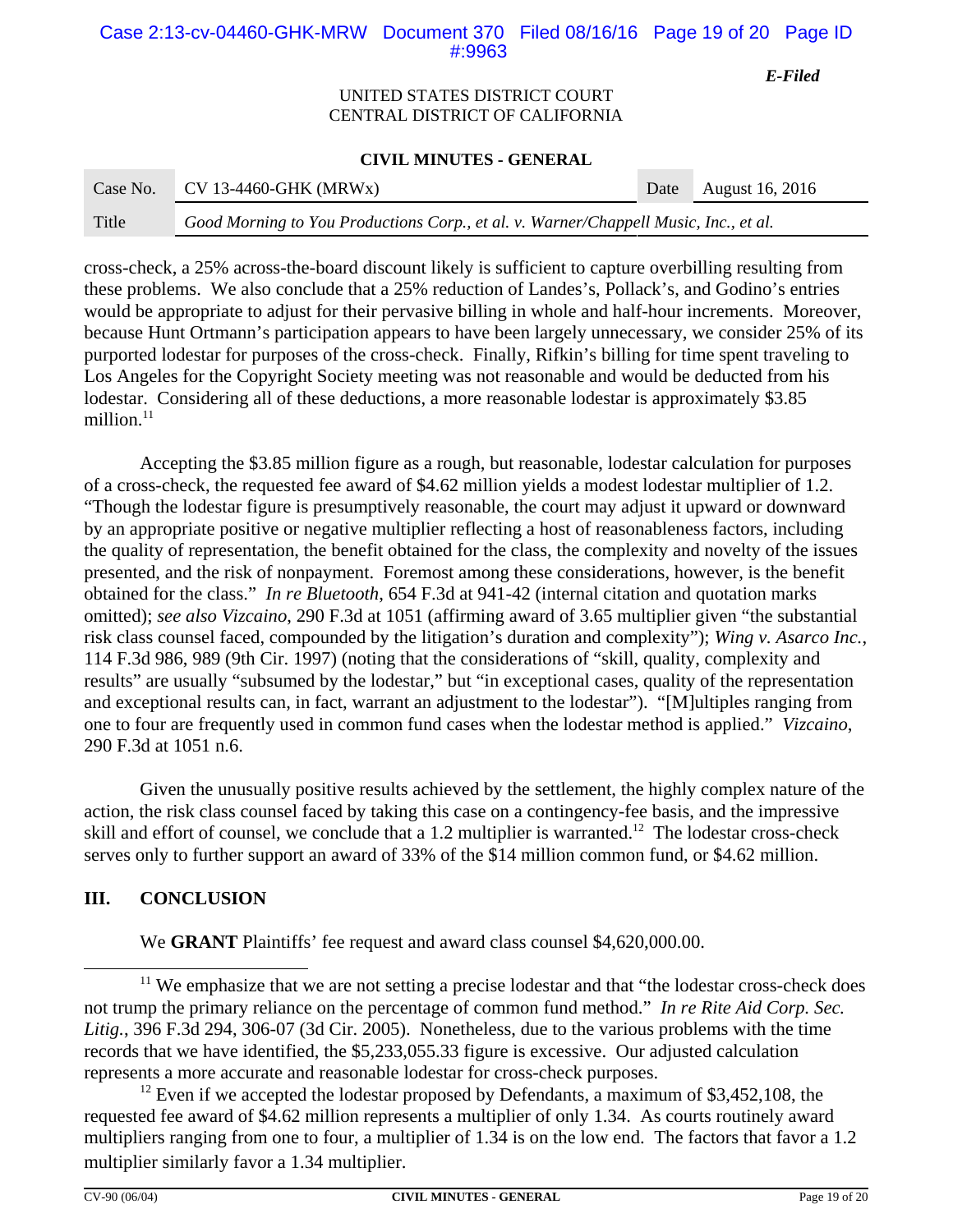cross-check, a 25% across-the-board discount likely is sufficient to capture overbilling resulting from these problems. We also conclude that a 25% reduction of Landes's, Pollack's, and Godino's entries would be appropriate to adjust for their pervasive billing in whole and half-hour increments. Moreover, because Hunt Ortmann's participation appears to have been largely unnecessary, we consider 25% of its purported lodestar for purposes of the cross-check. Finally, Rifkin's billing for time spent traveling to Los Angeles for the Copyright Society meeting was not reasonable and would be deducted from his lodestar. Considering all of these deductions, a more reasonable lodestar is approximately $3.85 million.[11]

Accepting the $3.85 million figure as a rough, but reasonable, lodestar calculation for purposes of a cross-check, the requested fee award of $4.62 million yields a modest lodestar multiplier of 1.2. "Though the lodestar figure is presumptively reasonable, the court may adjust it upward or downward by an appropriate positive or negative multiplier reflecting a host of reasonableness factors, including the quality of representation, the benefit obtained for the class, the complexity and novelty of the issues presented, and the risk of nonpayment. Foremost among these considerations, however, is the benefit obtained for the class." *In re Bluetooth*, 654 F.3d at 941-42 (internal citation and quotation marks omitted); *see also Vizcaino*, 290 F.3d at 1051 (affirming award of 3.65 multiplier given "the substantial risk class counsel faced, compounded by the litigation's duration and complexity"); *Wing v. Asarco Inc.*, 114 F.3d 986, 989 (9th Cir. 1997) (noting that the considerations of "skill, quality, complexity and results" are usually "subsumed by the lodestar," but "in exceptional cases, quality of the representation and exceptional results can, in fact, warrant an adjustment to the lodestar"). "[M]ultiples ranging from one to four are frequently used in common fund cases when the lodestar method is applied." *Vizcaino*, 290 F.3d at 1051 n.6.

Given the unusually positive results achieved by the settlement, the highly complex nature of the action, the risk class counsel faced by taking this case on a contingency-fee basis, and the impressive skill and effort of counsel, we conclude that a 1.2 multiplier is warranted.[12] The lodestar cross-check serves only to further support an award of 33% of the $14 million common fund, or $4.62 million.

## III. CONCLUSION

We **GRANT** Plaintiffs' fee request and award class counsel $4,620,000.00.

---

[11] We emphasize that we are not setting a precise lodestar and that "the lodestar cross-check does not trump the primary reliance on the percentage of common fund method." *In re Rite Aid Corp. Sec. Litig.*, 396 F.3d 294, 306-07 (3d Cir. 2005). Nonetheless, due to the various problems with the time records that we have identified, the $5,233,055.33 figure is excessive. Our adjusted calculation represents a more accurate and reasonable lodestar for cross-check purposes.

[12] Even if we accepted the lodestar proposed by Defendants, a maximum of $3,452,108, the requested fee award of $4.62 million represents a multiplier of only 1.34. As courts routinely award multipliers ranging from one to four, a multiplier of 1.34 is on the low end. The factors that favor a 1.2 multiplier similarly favor a 1.34 multiplier.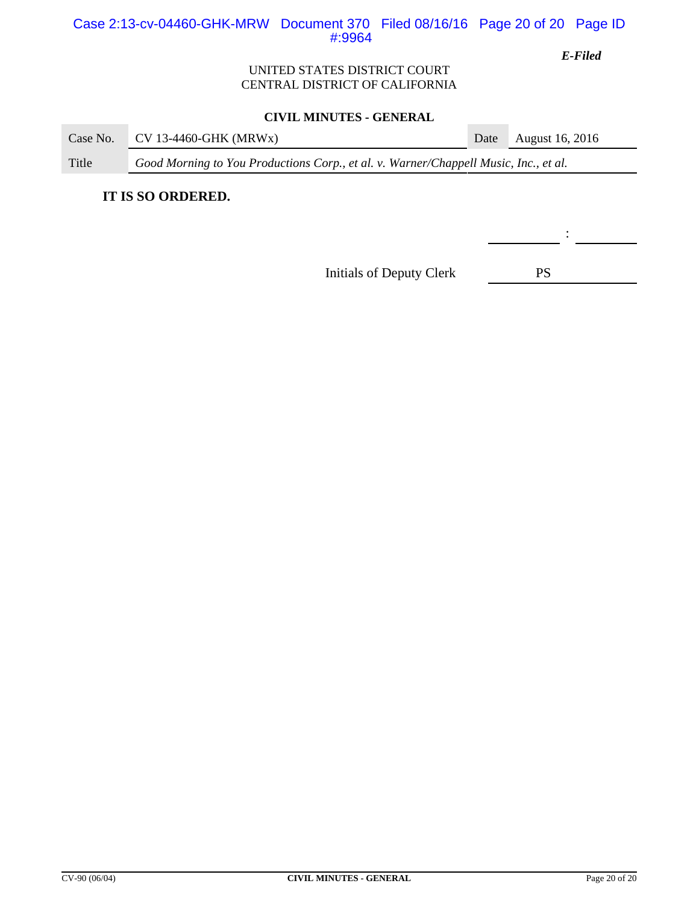*E-Filed*

UNITED STATES DISTRICT COURT
CENTRAL DISTRICT OF CALIFORNIA

**CIVIL MINUTES - GENERAL**

| | | | |
|---|---|---|---|
| Case No. | CV 13-4460-GHK (MRWx) | Date | August 16, 2016 |
| Title | *Good Morning to You Productions Corp., et al. v. Warner/Chappell Music, Inc., et al.* | | |

**IT IS SO ORDERED.**

:

Initials of Deputy Clerk PS